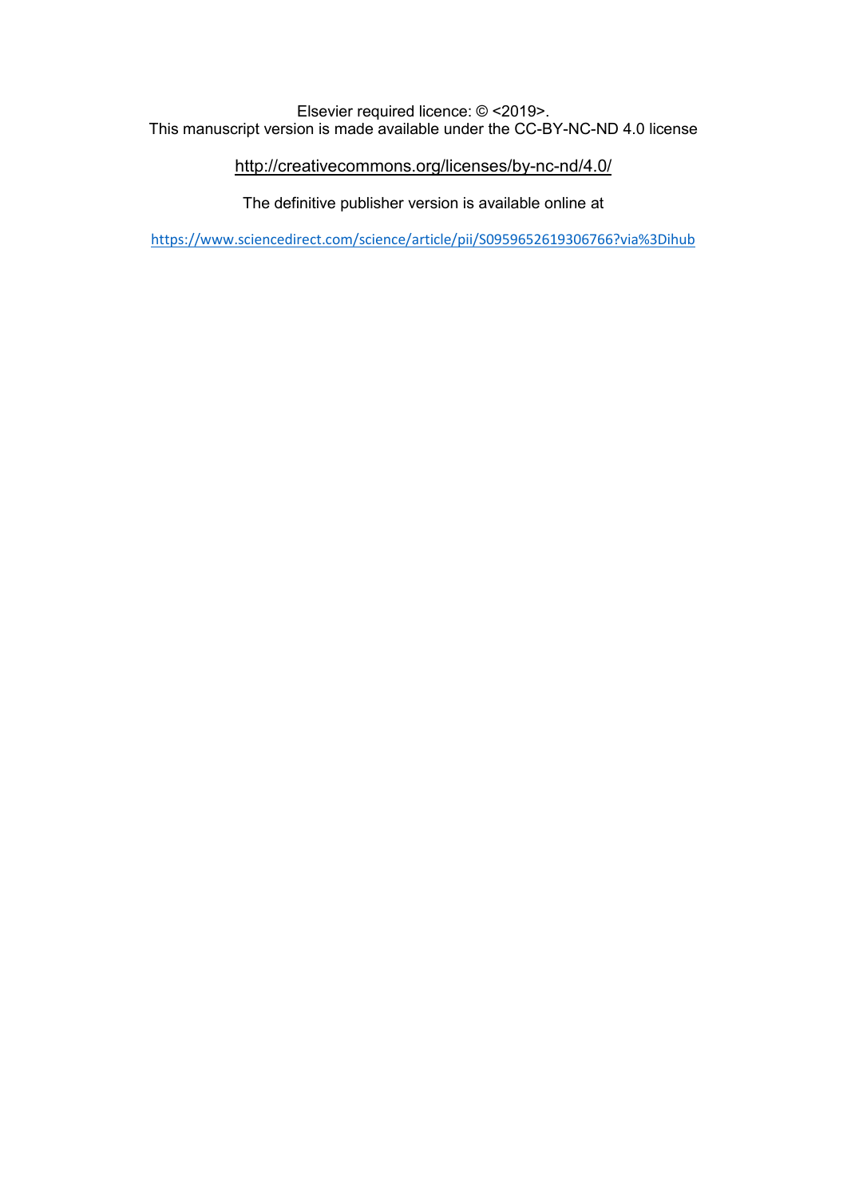Elsevier required licence: © <2019>.
This manuscript version is made available under the CC-BY-NC-ND 4.0 license

http://creativecommons.org/licenses/by-nc-nd/4.0/

The definitive publisher version is available online at

https://www.sciencedirect.com/science/article/pii/S0959652619306766?via%3Dihub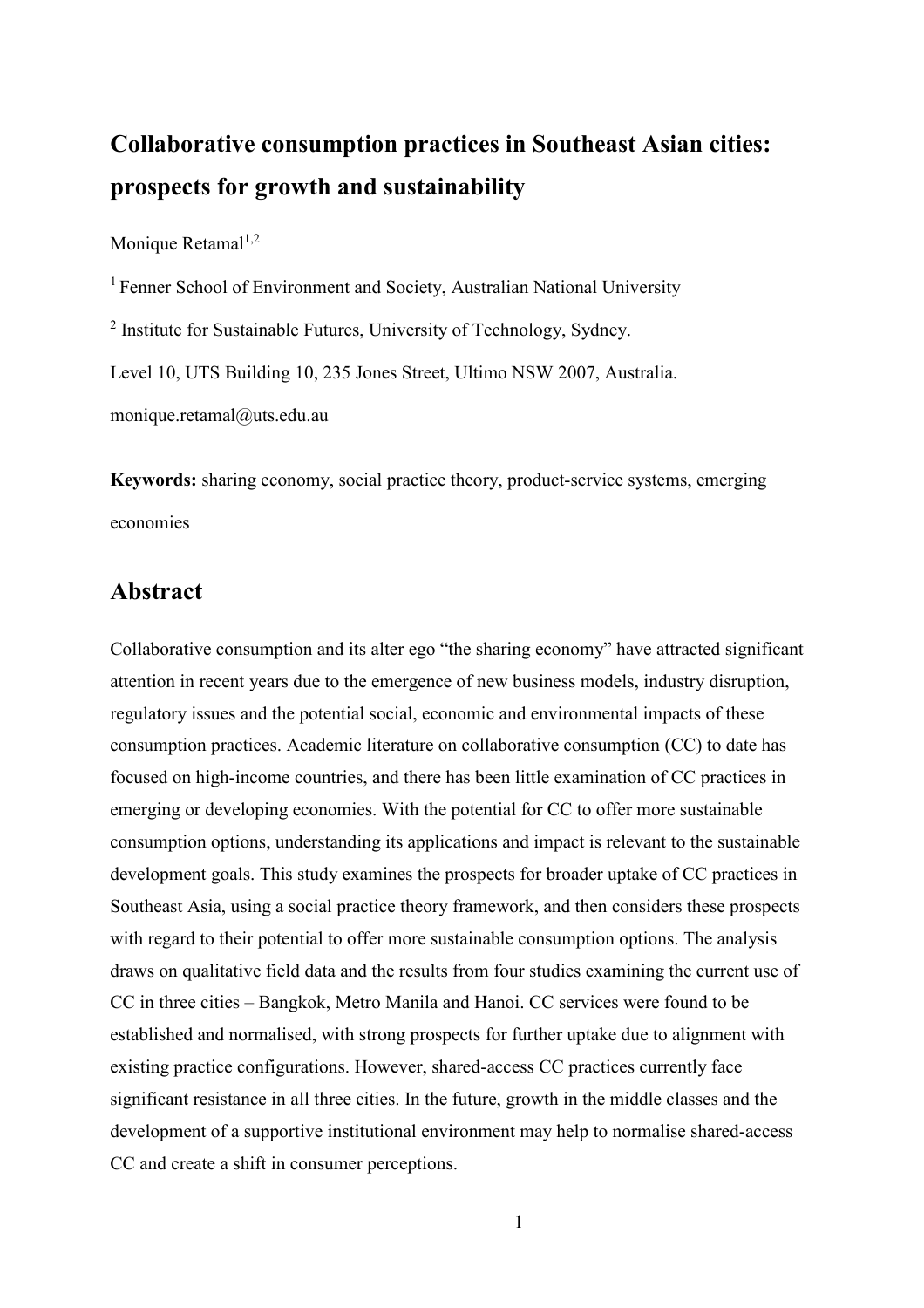# Collaborative consumption practices in Southeast Asian cities: prospects for growth and sustainability

Monique Retamal[1,2]

[1] Fenner School of Environment and Society, Australian National University

[2] Institute for Sustainable Futures, University of Technology, Sydney.

Level 10, UTS Building 10, 235 Jones Street, Ultimo NSW 2007, Australia.

monique.retamal@uts.edu.au

**Keywords:** sharing economy, social practice theory, product-service systems, emerging economies

## Abstract

Collaborative consumption and its alter ego "the sharing economy" have attracted significant attention in recent years due to the emergence of new business models, industry disruption, regulatory issues and the potential social, economic and environmental impacts of these consumption practices. Academic literature on collaborative consumption (CC) to date has focused on high-income countries, and there has been little examination of CC practices in emerging or developing economies. With the potential for CC to offer more sustainable consumption options, understanding its applications and impact is relevant to the sustainable development goals. This study examines the prospects for broader uptake of CC practices in Southeast Asia, using a social practice theory framework, and then considers these prospects with regard to their potential to offer more sustainable consumption options. The analysis draws on qualitative field data and the results from four studies examining the current use of CC in three cities – Bangkok, Metro Manila and Hanoi. CC services were found to be established and normalised, with strong prospects for further uptake due to alignment with existing practice configurations. However, shared-access CC practices currently face significant resistance in all three cities. In the future, growth in the middle classes and the development of a supportive institutional environment may help to normalise shared-access CC and create a shift in consumer perceptions.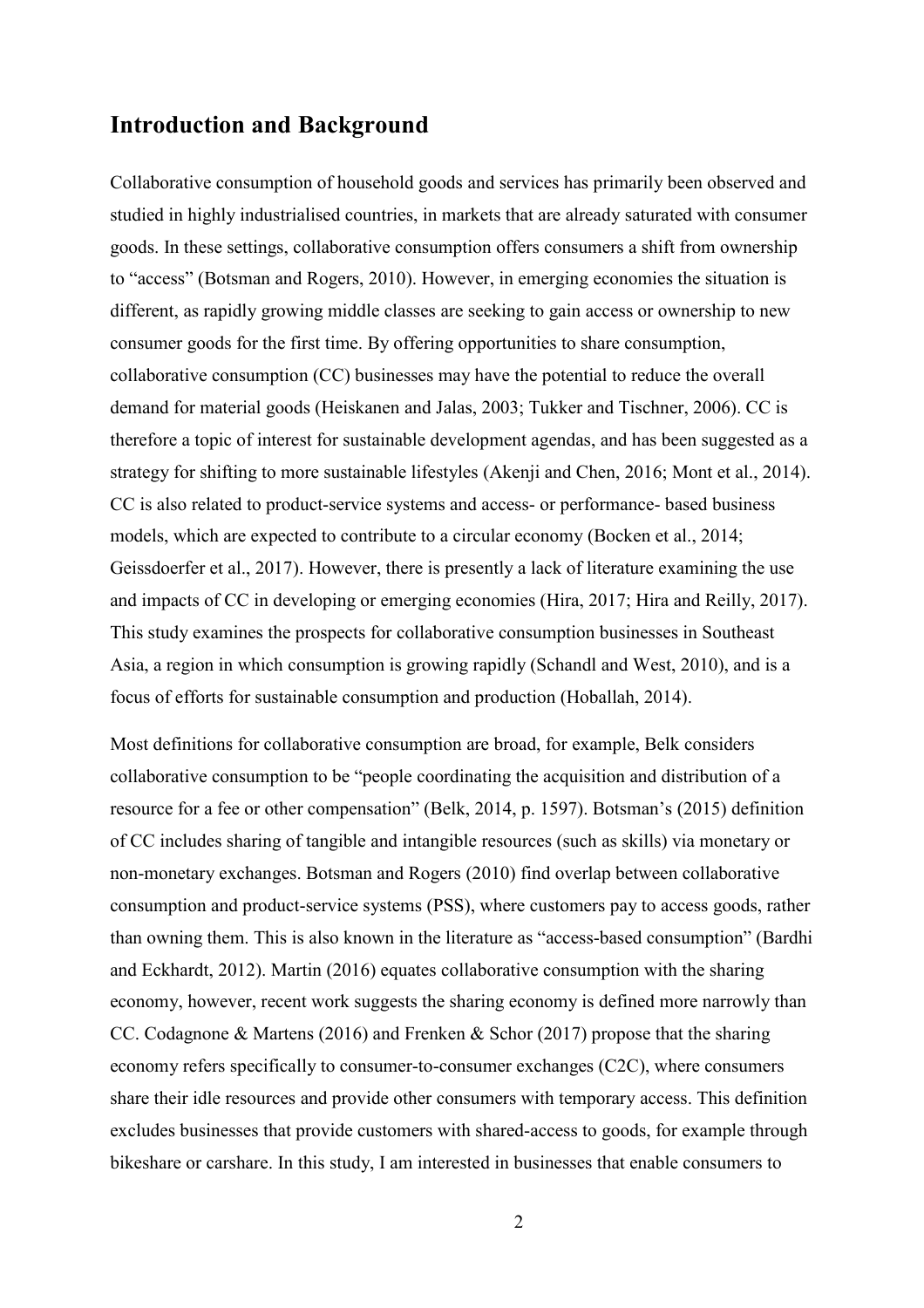## Introduction and Background

Collaborative consumption of household goods and services has primarily been observed and studied in highly industrialised countries, in markets that are already saturated with consumer goods. In these settings, collaborative consumption offers consumers a shift from ownership to "access" (Botsman and Rogers, 2010). However, in emerging economies the situation is different, as rapidly growing middle classes are seeking to gain access or ownership to new consumer goods for the first time. By offering opportunities to share consumption, collaborative consumption (CC) businesses may have the potential to reduce the overall demand for material goods (Heiskanen and Jalas, 2003; Tukker and Tischner, 2006). CC is therefore a topic of interest for sustainable development agendas, and has been suggested as a strategy for shifting to more sustainable lifestyles (Akenji and Chen, 2016; Mont et al., 2014). CC is also related to product-service systems and access- or performance- based business models, which are expected to contribute to a circular economy (Bocken et al., 2014; Geissdoerfer et al., 2017). However, there is presently a lack of literature examining the use and impacts of CC in developing or emerging economies (Hira, 2017; Hira and Reilly, 2017). This study examines the prospects for collaborative consumption businesses in Southeast Asia, a region in which consumption is growing rapidly (Schandl and West, 2010), and is a focus of efforts for sustainable consumption and production (Hoballah, 2014).

Most definitions for collaborative consumption are broad, for example, Belk considers collaborative consumption to be "people coordinating the acquisition and distribution of a resource for a fee or other compensation" (Belk, 2014, p. 1597). Botsman's (2015) definition of CC includes sharing of tangible and intangible resources (such as skills) via monetary or non-monetary exchanges. Botsman and Rogers (2010) find overlap between collaborative consumption and product-service systems (PSS), where customers pay to access goods, rather than owning them. This is also known in the literature as "access-based consumption" (Bardhi and Eckhardt, 2012). Martin (2016) equates collaborative consumption with the sharing economy, however, recent work suggests the sharing economy is defined more narrowly than CC. Codagnone & Martens (2016) and Frenken & Schor (2017) propose that the sharing economy refers specifically to consumer-to-consumer exchanges (C2C), where consumers share their idle resources and provide other consumers with temporary access. This definition excludes businesses that provide customers with shared-access to goods, for example through bikeshare or carshare. In this study, I am interested in businesses that enable consumers to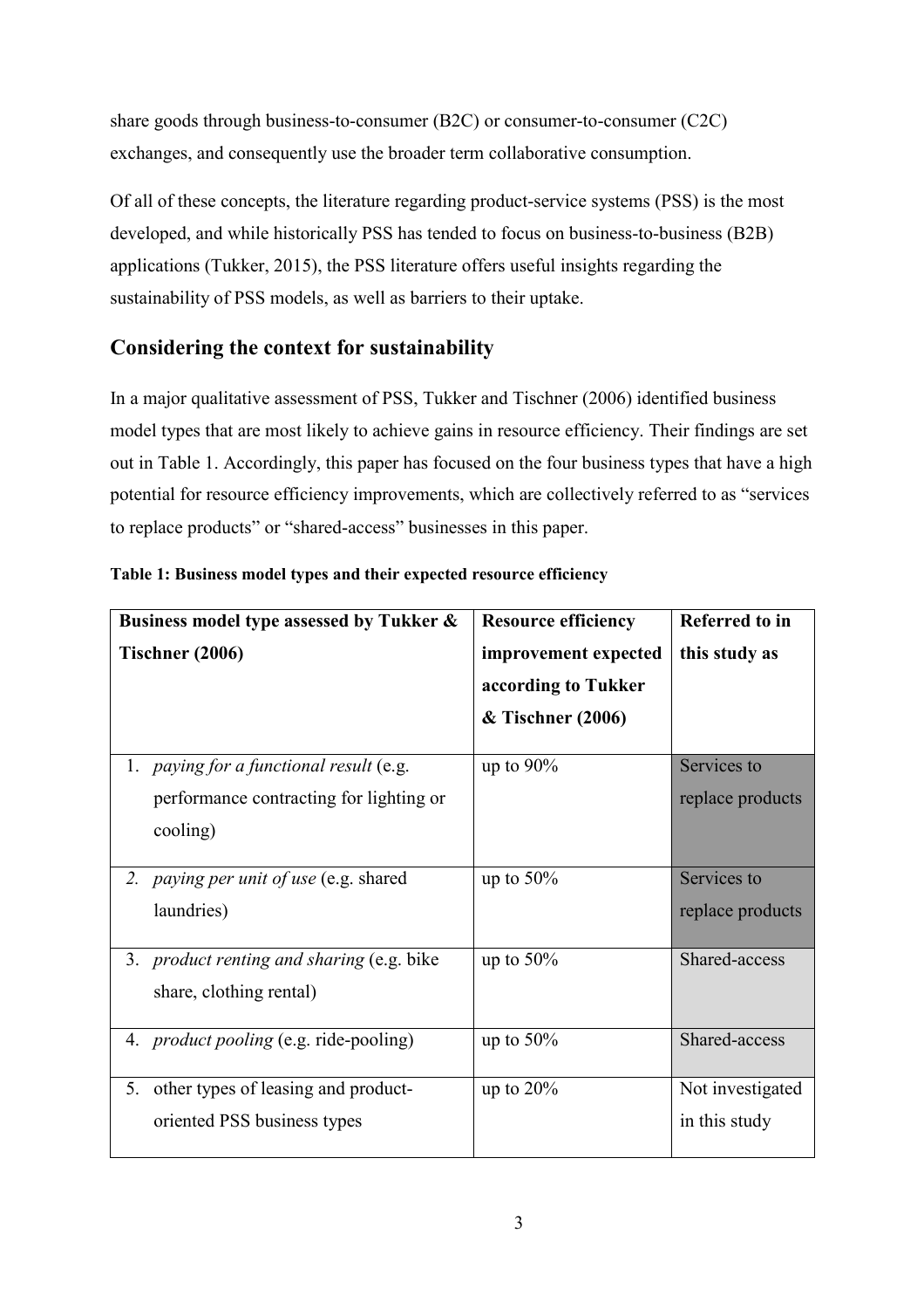share goods through business-to-consumer (B2C) or consumer-to-consumer (C2C) exchanges, and consequently use the broader term collaborative consumption.

Of all of these concepts, the literature regarding product-service systems (PSS) is the most developed, and while historically PSS has tended to focus on business-to-business (B2B) applications (Tukker, 2015), the PSS literature offers useful insights regarding the sustainability of PSS models, as well as barriers to their uptake.

## Considering the context for sustainability

In a major qualitative assessment of PSS, Tukker and Tischner (2006) identified business model types that are most likely to achieve gains in resource efficiency. Their findings are set out in Table 1. Accordingly, this paper has focused on the four business types that have a high potential for resource efficiency improvements, which are collectively referred to as "services to replace products" or "shared-access" businesses in this paper.

**Table 1: Business model types and their expected resource efficiency**

| Business model type assessed by Tukker & Tischner (2006) | Resource efficiency improvement expected according to Tukker & Tischner (2006) | Referred to in this study as |
|---|---|---|
| 1. *paying for a functional result* (e.g. performance contracting for lighting or cooling) | up to 90% | Services to replace products |
| 2. *paying per unit of use* (e.g. shared laundries) | up to 50% | Services to replace products |
| 3. *product renting and sharing* (e.g. bike share, clothing rental) | up to 50% | Shared-access |
| 4. *product pooling* (e.g. ride-pooling) | up to 50% | Shared-access |
| 5. other types of leasing and product-oriented PSS business types | up to 20% | Not investigated in this study |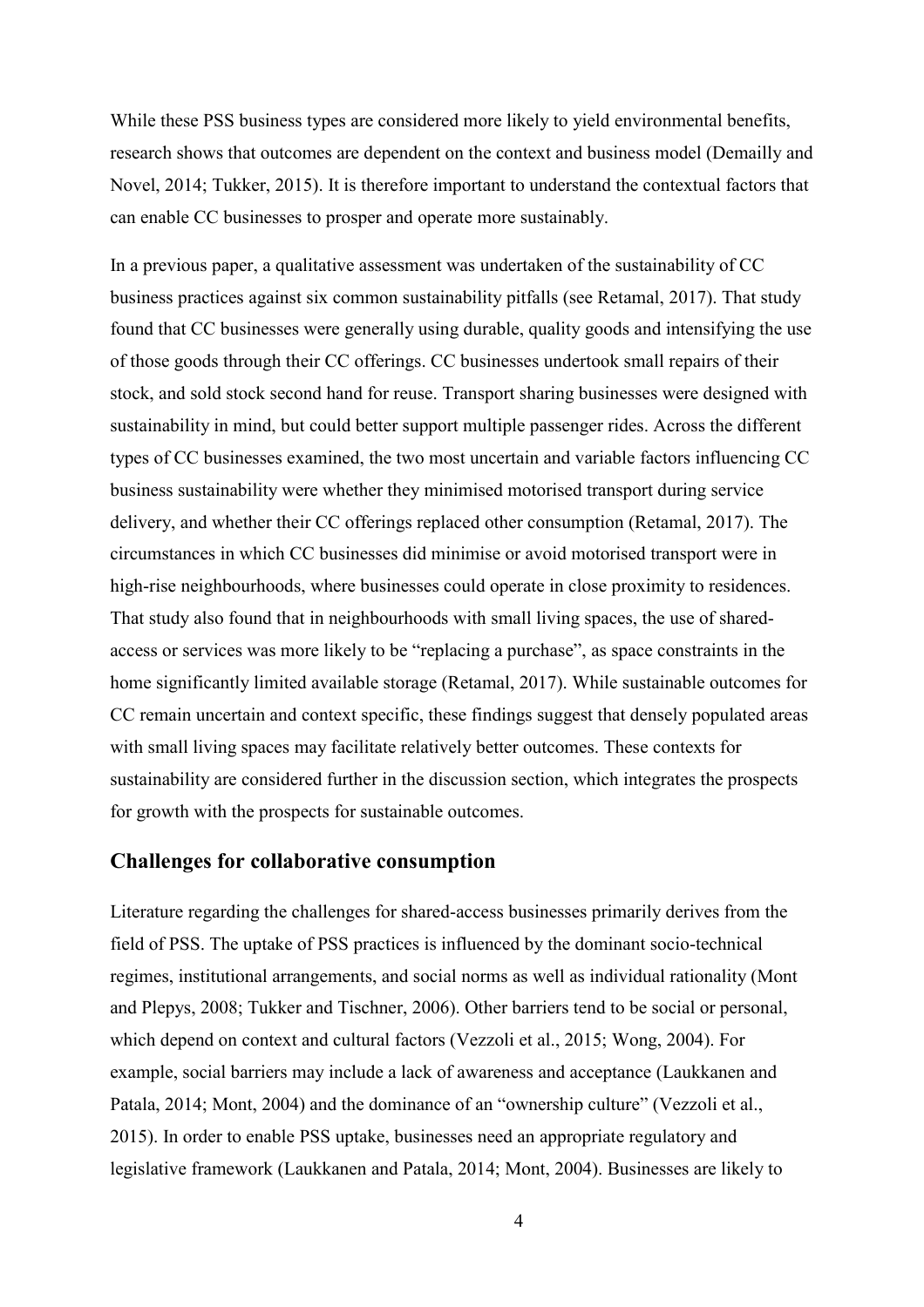While these PSS business types are considered more likely to yield environmental benefits, research shows that outcomes are dependent on the context and business model (Demailly and Novel, 2014; Tukker, 2015). It is therefore important to understand the contextual factors that can enable CC businesses to prosper and operate more sustainably.

In a previous paper, a qualitative assessment was undertaken of the sustainability of CC business practices against six common sustainability pitfalls (see Retamal, 2017). That study found that CC businesses were generally using durable, quality goods and intensifying the use of those goods through their CC offerings. CC businesses undertook small repairs of their stock, and sold stock second hand for reuse. Transport sharing businesses were designed with sustainability in mind, but could better support multiple passenger rides. Across the different types of CC businesses examined, the two most uncertain and variable factors influencing CC business sustainability were whether they minimised motorised transport during service delivery, and whether their CC offerings replaced other consumption (Retamal, 2017). The circumstances in which CC businesses did minimise or avoid motorised transport were in high-rise neighbourhoods, where businesses could operate in close proximity to residences. That study also found that in neighbourhoods with small living spaces, the use of shared-access or services was more likely to be "replacing a purchase", as space constraints in the home significantly limited available storage (Retamal, 2017). While sustainable outcomes for CC remain uncertain and context specific, these findings suggest that densely populated areas with small living spaces may facilitate relatively better outcomes. These contexts for sustainability are considered further in the discussion section, which integrates the prospects for growth with the prospects for sustainable outcomes.

## Challenges for collaborative consumption

Literature regarding the challenges for shared-access businesses primarily derives from the field of PSS. The uptake of PSS practices is influenced by the dominant socio-technical regimes, institutional arrangements, and social norms as well as individual rationality (Mont and Plepys, 2008; Tukker and Tischner, 2006). Other barriers tend to be social or personal, which depend on context and cultural factors (Vezzoli et al., 2015; Wong, 2004). For example, social barriers may include a lack of awareness and acceptance (Laukkanen and Patala, 2014; Mont, 2004) and the dominance of an "ownership culture" (Vezzoli et al., 2015). In order to enable PSS uptake, businesses need an appropriate regulatory and legislative framework (Laukkanen and Patala, 2014; Mont, 2004). Businesses are likely to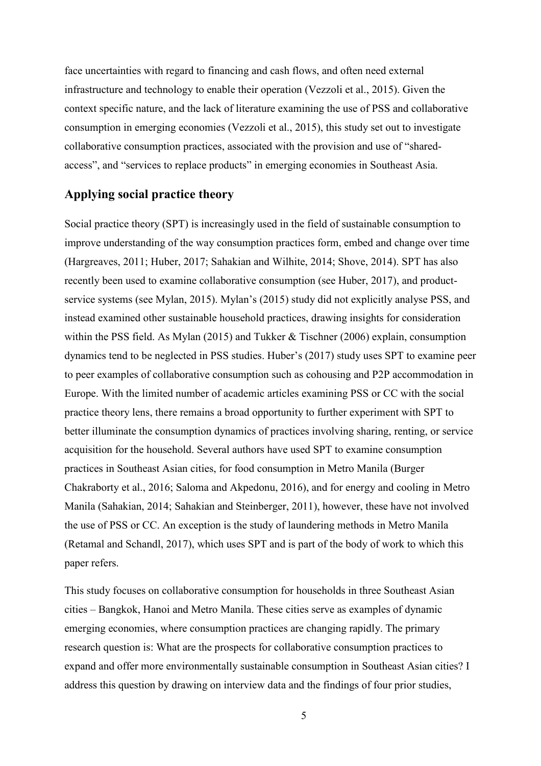face uncertainties with regard to financing and cash flows, and often need external infrastructure and technology to enable their operation (Vezzoli et al., 2015). Given the context specific nature, and the lack of literature examining the use of PSS and collaborative consumption in emerging economies (Vezzoli et al., 2015), this study set out to investigate collaborative consumption practices, associated with the provision and use of "shared-access", and "services to replace products" in emerging economies in Southeast Asia.

## Applying social practice theory

Social practice theory (SPT) is increasingly used in the field of sustainable consumption to improve understanding of the way consumption practices form, embed and change over time (Hargreaves, 2011; Huber, 2017; Sahakian and Wilhite, 2014; Shove, 2014). SPT has also recently been used to examine collaborative consumption (see Huber, 2017), and product-service systems (see Mylan, 2015). Mylan's (2015) study did not explicitly analyse PSS, and instead examined other sustainable household practices, drawing insights for consideration within the PSS field. As Mylan (2015) and Tukker & Tischner (2006) explain, consumption dynamics tend to be neglected in PSS studies. Huber's (2017) study uses SPT to examine peer to peer examples of collaborative consumption such as cohousing and P2P accommodation in Europe. With the limited number of academic articles examining PSS or CC with the social practice theory lens, there remains a broad opportunity to further experiment with SPT to better illuminate the consumption dynamics of practices involving sharing, renting, or service acquisition for the household. Several authors have used SPT to examine consumption practices in Southeast Asian cities, for food consumption in Metro Manila (Burger Chakraborty et al., 2016; Saloma and Akpedonu, 2016), and for energy and cooling in Metro Manila (Sahakian, 2014; Sahakian and Steinberger, 2011), however, these have not involved the use of PSS or CC. An exception is the study of laundering methods in Metro Manila (Retamal and Schandl, 2017), which uses SPT and is part of the body of work to which this paper refers.

This study focuses on collaborative consumption for households in three Southeast Asian cities – Bangkok, Hanoi and Metro Manila. These cities serve as examples of dynamic emerging economies, where consumption practices are changing rapidly. The primary research question is: What are the prospects for collaborative consumption practices to expand and offer more environmentally sustainable consumption in Southeast Asian cities? I address this question by drawing on interview data and the findings of four prior studies,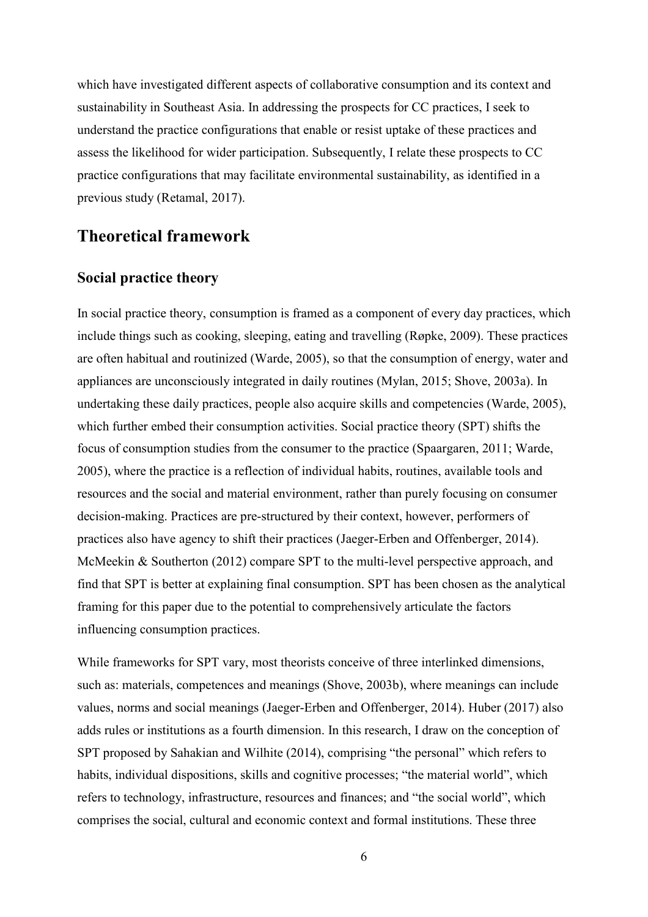which have investigated different aspects of collaborative consumption and its context and sustainability in Southeast Asia. In addressing the prospects for CC practices, I seek to understand the practice configurations that enable or resist uptake of these practices and assess the likelihood for wider participation. Subsequently, I relate these prospects to CC practice configurations that may facilitate environmental sustainability, as identified in a previous study (Retamal, 2017).

# Theoretical framework

## Social practice theory

In social practice theory, consumption is framed as a component of every day practices, which include things such as cooking, sleeping, eating and travelling (Røpke, 2009). These practices are often habitual and routinized (Warde, 2005), so that the consumption of energy, water and appliances are unconsciously integrated in daily routines (Mylan, 2015; Shove, 2003a). In undertaking these daily practices, people also acquire skills and competencies (Warde, 2005), which further embed their consumption activities. Social practice theory (SPT) shifts the focus of consumption studies from the consumer to the practice (Spaargaren, 2011; Warde, 2005), where the practice is a reflection of individual habits, routines, available tools and resources and the social and material environment, rather than purely focusing on consumer decision-making. Practices are pre-structured by their context, however, performers of practices also have agency to shift their practices (Jaeger-Erben and Offenberger, 2014). McMeekin & Southerton (2012) compare SPT to the multi-level perspective approach, and find that SPT is better at explaining final consumption. SPT has been chosen as the analytical framing for this paper due to the potential to comprehensively articulate the factors influencing consumption practices.

While frameworks for SPT vary, most theorists conceive of three interlinked dimensions, such as: materials, competences and meanings (Shove, 2003b), where meanings can include values, norms and social meanings (Jaeger-Erben and Offenberger, 2014). Huber (2017) also adds rules or institutions as a fourth dimension. In this research, I draw on the conception of SPT proposed by Sahakian and Wilhite (2014), comprising "the personal" which refers to habits, individual dispositions, skills and cognitive processes; "the material world", which refers to technology, infrastructure, resources and finances; and "the social world", which comprises the social, cultural and economic context and formal institutions. These three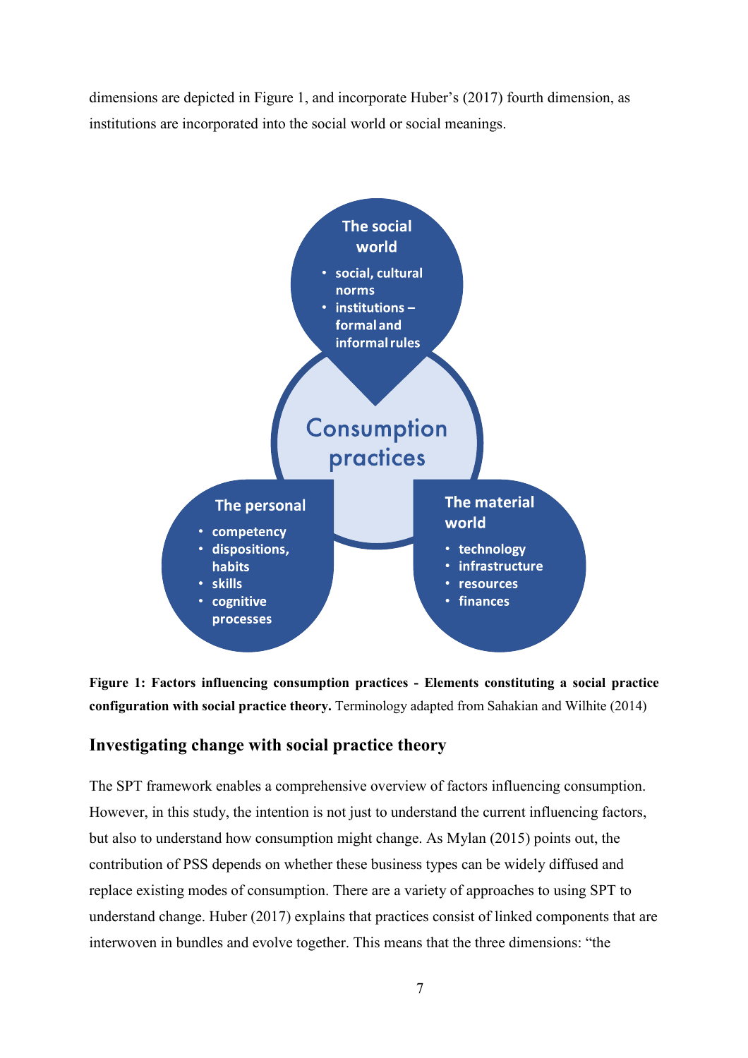dimensions are depicted in Figure 1, and incorporate Huber's (2017) fourth dimension, as institutions are incorporated into the social world or social meanings.

**The social world**
- social, cultural norms
- institutions – formal and informal rules

**Consumption practices**

**The personal**
- competency
- dispositions, habits
- skills
- cognitive processes

**The material world**
- technology
- infrastructure
- resources
- finances

**Figure 1: Factors influencing consumption practices - Elements constituting a social practice configuration with social practice theory.** Terminology adapted from Sahakian and Wilhite (2014)

## Investigating change with social practice theory

The SPT framework enables a comprehensive overview of factors influencing consumption. However, in this study, the intention is not just to understand the current influencing factors, but also to understand how consumption might change. As Mylan (2015) points out, the contribution of PSS depends on whether these business types can be widely diffused and replace existing modes of consumption. There are a variety of approaches to using SPT to understand change. Huber (2017) explains that practices consist of linked components that are interwoven in bundles and evolve together. This means that the three dimensions: "the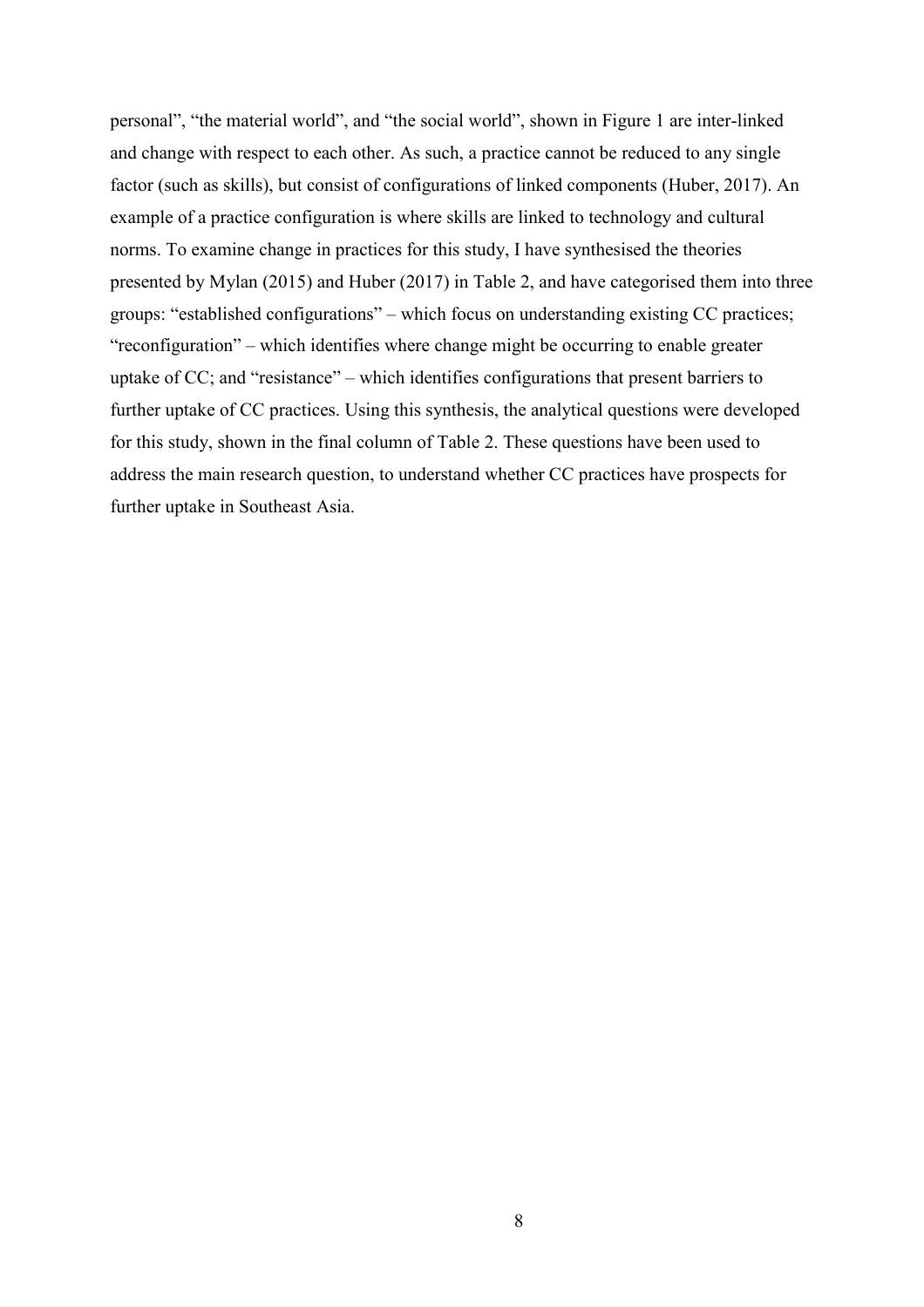personal", "the material world", and "the social world", shown in Figure 1 are inter-linked and change with respect to each other. As such, a practice cannot be reduced to any single factor (such as skills), but consist of configurations of linked components (Huber, 2017). An example of a practice configuration is where skills are linked to technology and cultural norms. To examine change in practices for this study, I have synthesised the theories presented by Mylan (2015) and Huber (2017) in Table 2, and have categorised them into three groups: "established configurations" – which focus on understanding existing CC practices; "reconfiguration" – which identifies where change might be occurring to enable greater uptake of CC; and "resistance" – which identifies configurations that present barriers to further uptake of CC practices. Using this synthesis, the analytical questions were developed for this study, shown in the final column of Table 2. These questions have been used to address the main research question, to understand whether CC practices have prospects for further uptake in Southeast Asia.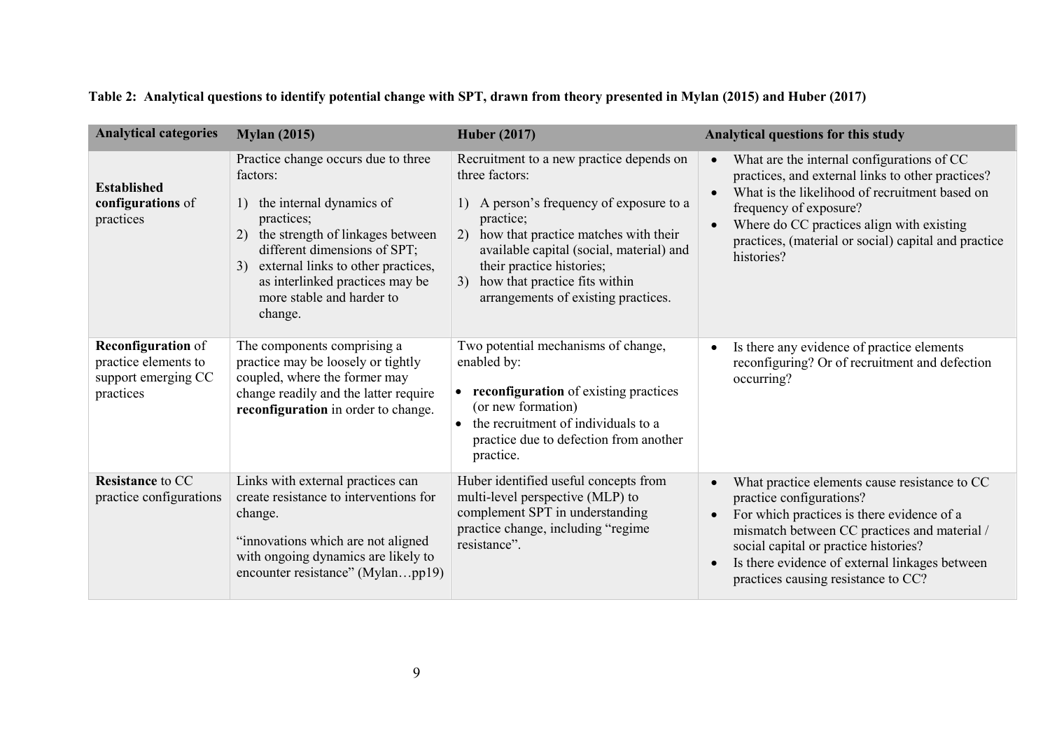**Table 2: Analytical questions to identify potential change with SPT, drawn from theory presented in Mylan (2015) and Huber (2017)**

| Analytical categories | Mylan (2015) | Huber (2017) | Analytical questions for this study |
|---|---|---|---|
| **Established configurations** of practices | Practice change occurs due to three factors:<br>1) the internal dynamics of practices;<br>2) the strength of linkages between different dimensions of SPT;<br>3) external links to other practices, as interlinked practices may be more stable and harder to change. | Recruitment to a new practice depends on three factors:<br>1) A person's frequency of exposure to a practice;<br>2) how that practice matches with their available capital (social, material) and their practice histories;<br>3) how that practice fits within arrangements of existing practices. | • What are the internal configurations of CC practices, and external links to other practices?<br>• What is the likelihood of recruitment based on frequency of exposure?<br>• Where do CC practices align with existing practices, (material or social) capital and practice histories? |
| **Reconfiguration** of practice elements to support emerging CC practices | The components comprising a practice may be loosely or tightly coupled, where the former may change readily and the latter require **reconfiguration** in order to change. | Two potential mechanisms of change, enabled by:<br>• **reconfiguration** of existing practices (or new formation)<br>• the recruitment of individuals to a practice due to defection from another practice. | • Is there any evidence of practice elements reconfiguring? Or of recruitment and defection occurring? |
| **Resistance** to CC practice configurations | Links with external practices can create resistance to interventions for change.<br>"innovations which are not aligned with ongoing dynamics are likely to encounter resistance" (Mylan…pp19) | Huber identified useful concepts from multi-level perspective (MLP) to complement SPT in understanding practice change, including "regime resistance". | • What practice elements cause resistance to CC practice configurations?<br>• For which practices is there evidence of a mismatch between CC practices and material / social capital or practice histories?<br>• Is there evidence of external linkages between practices causing resistance to CC? |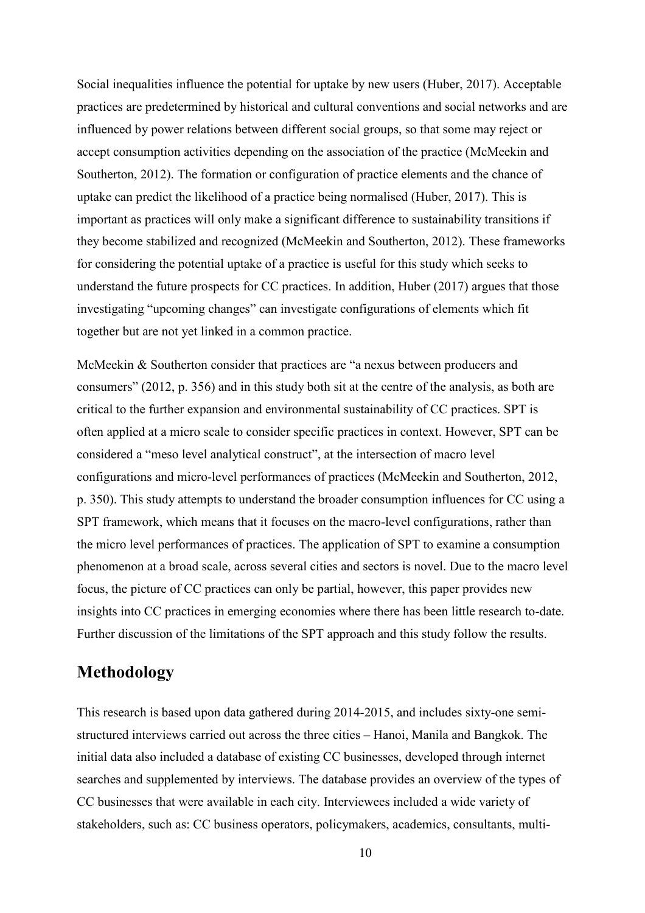Social inequalities influence the potential for uptake by new users (Huber, 2017). Acceptable practices are predetermined by historical and cultural conventions and social networks and are influenced by power relations between different social groups, so that some may reject or accept consumption activities depending on the association of the practice (McMeekin and Southerton, 2012). The formation or configuration of practice elements and the chance of uptake can predict the likelihood of a practice being normalised (Huber, 2017). This is important as practices will only make a significant difference to sustainability transitions if they become stabilized and recognized (McMeekin and Southerton, 2012). These frameworks for considering the potential uptake of a practice is useful for this study which seeks to understand the future prospects for CC practices. In addition, Huber (2017) argues that those investigating "upcoming changes" can investigate configurations of elements which fit together but are not yet linked in a common practice.

McMeekin & Southerton consider that practices are "a nexus between producers and consumers" (2012, p. 356) and in this study both sit at the centre of the analysis, as both are critical to the further expansion and environmental sustainability of CC practices. SPT is often applied at a micro scale to consider specific practices in context. However, SPT can be considered a "meso level analytical construct", at the intersection of macro level configurations and micro-level performances of practices (McMeekin and Southerton, 2012, p. 350). This study attempts to understand the broader consumption influences for CC using a SPT framework, which means that it focuses on the macro-level configurations, rather than the micro level performances of practices. The application of SPT to examine a consumption phenomenon at a broad scale, across several cities and sectors is novel. Due to the macro level focus, the picture of CC practices can only be partial, however, this paper provides new insights into CC practices in emerging economies where there has been little research to-date. Further discussion of the limitations of the SPT approach and this study follow the results.

## Methodology

This research is based upon data gathered during 2014-2015, and includes sixty-one semi-structured interviews carried out across the three cities – Hanoi, Manila and Bangkok. The initial data also included a database of existing CC businesses, developed through internet searches and supplemented by interviews. The database provides an overview of the types of CC businesses that were available in each city. Interviewees included a wide variety of stakeholders, such as: CC business operators, policymakers, academics, consultants, multi-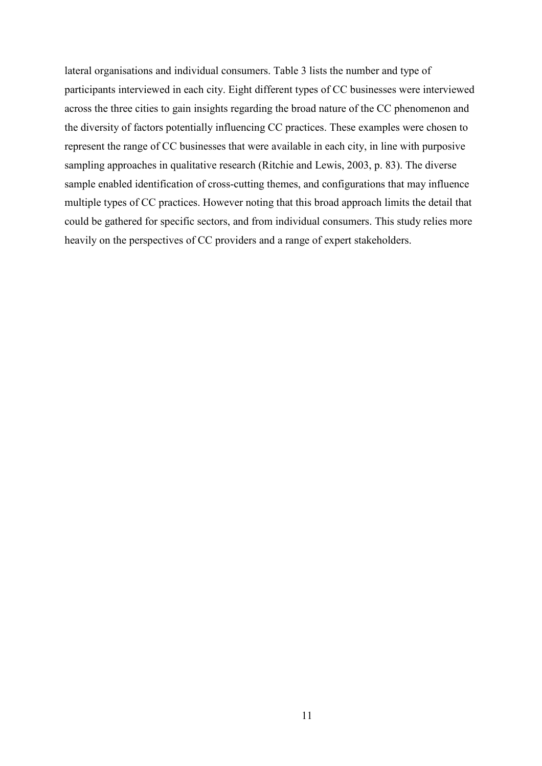lateral organisations and individual consumers. Table 3 lists the number and type of participants interviewed in each city. Eight different types of CC businesses were interviewed across the three cities to gain insights regarding the broad nature of the CC phenomenon and the diversity of factors potentially influencing CC practices. These examples were chosen to represent the range of CC businesses that were available in each city, in line with purposive sampling approaches in qualitative research (Ritchie and Lewis, 2003, p. 83). The diverse sample enabled identification of cross-cutting themes, and configurations that may influence multiple types of CC practices. However noting that this broad approach limits the detail that could be gathered for specific sectors, and from individual consumers. This study relies more heavily on the perspectives of CC providers and a range of expert stakeholders.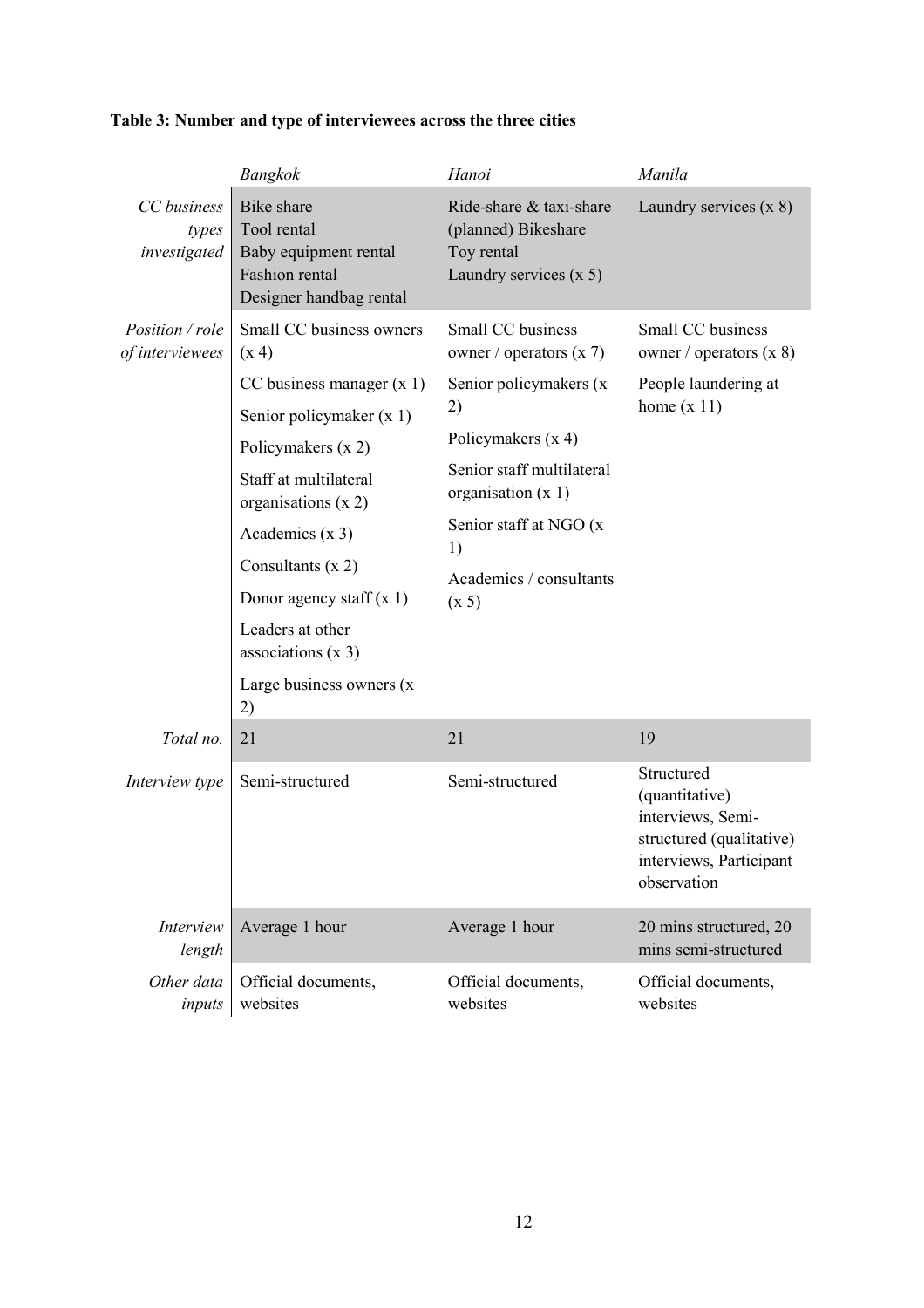**Table 3: Number and type of interviewees across the three cities**

| | *Bangkok* | *Hanoi* | *Manila* |
|---|---|---|---|
| *CC business types investigated* | Bike share<br>Tool rental<br>Baby equipment rental<br>Fashion rental<br>Designer handbag rental | Ride-share & taxi-share<br>(planned) Bikeshare<br>Toy rental<br>Laundry services (x 5) | Laundry services (x 8) |
| *Position / role of interviewees* | Small CC business owners (x 4)<br>CC business manager (x 1)<br>Senior policymaker (x 1)<br>Policymakers (x 2)<br>Staff at multilateral organisations (x 2)<br>Academics (x 3)<br>Consultants (x 2)<br>Donor agency staff (x 1)<br>Leaders at other associations (x 3)<br>Large business owners (x 2) | Small CC business owner / operators (x 7)<br>Senior policymakers (x 2)<br>Policymakers (x 4)<br>Senior staff multilateral organisation (x 1)<br>Senior staff at NGO (x 1)<br>Academics / consultants (x 5) | Small CC business owner / operators (x 8)<br>People laundering at home (x 11) |
| *Total no.* | 21 | 21 | 19 |
| *Interview type* | Semi-structured | Semi-structured | Structured (quantitative) interviews, Semi-structured (qualitative) interviews, Participant observation |
| *Interview length* | Average 1 hour | Average 1 hour | 20 mins structured, 20 mins semi-structured |
| *Other data inputs* | Official documents, websites | Official documents, websites | Official documents, websites |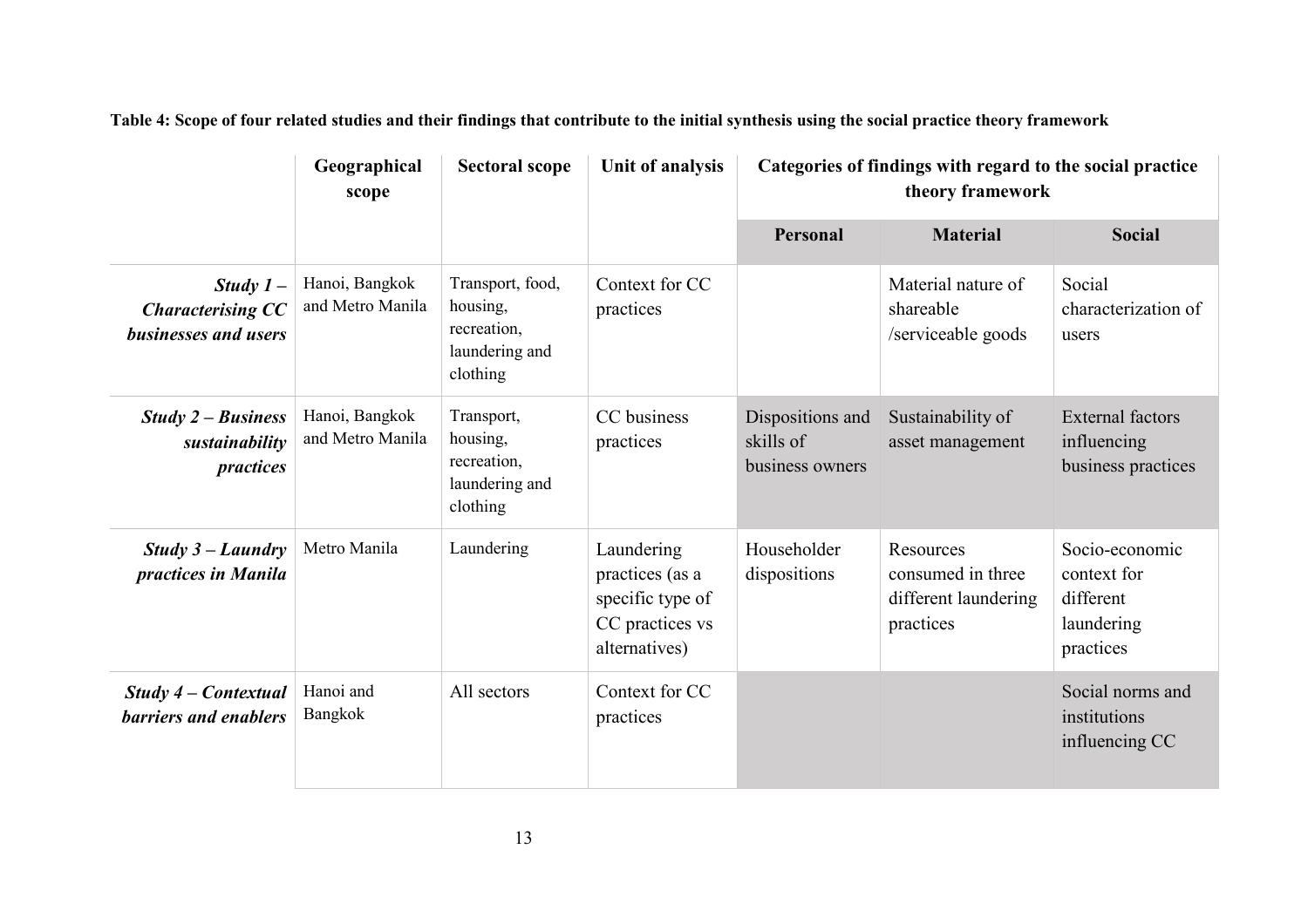**Table 4: Scope of four related studies and their findings that contribute to the initial synthesis using the social practice theory framework**

| | Geographical scope | Sectoral scope | Unit of analysis | Categories of findings with regard to the social practice theory framework | | |
|---|---|---|---|---|---|---|
| | | | | **Personal** | **Material** | **Social** |
| ***Study 1 – Characterising CC businesses and users*** | Hanoi, Bangkok and Metro Manila | Transport, food, housing, recreation, laundering and clothing | Context for CC practices | | Material nature of shareable /serviceable goods | Social characterization of users |
| ***Study 2 – Business sustainability practices*** | Hanoi, Bangkok and Metro Manila | Transport, housing, recreation, laundering and clothing | CC business practices | Dispositions and skills of business owners | Sustainability of asset management | External factors influencing business practices |
| ***Study 3 – Laundry practices in Manila*** | Metro Manila | Laundering | Laundering practices (as a specific type of CC practices vs alternatives) | Householder dispositions | Resources consumed in three different laundering practices | Socio-economic context for different laundering practices |
| ***Study 4 – Contextual barriers and enablers*** | Hanoi and Bangkok | All sectors | Context for CC practices | | | Social norms and institutions influencing CC |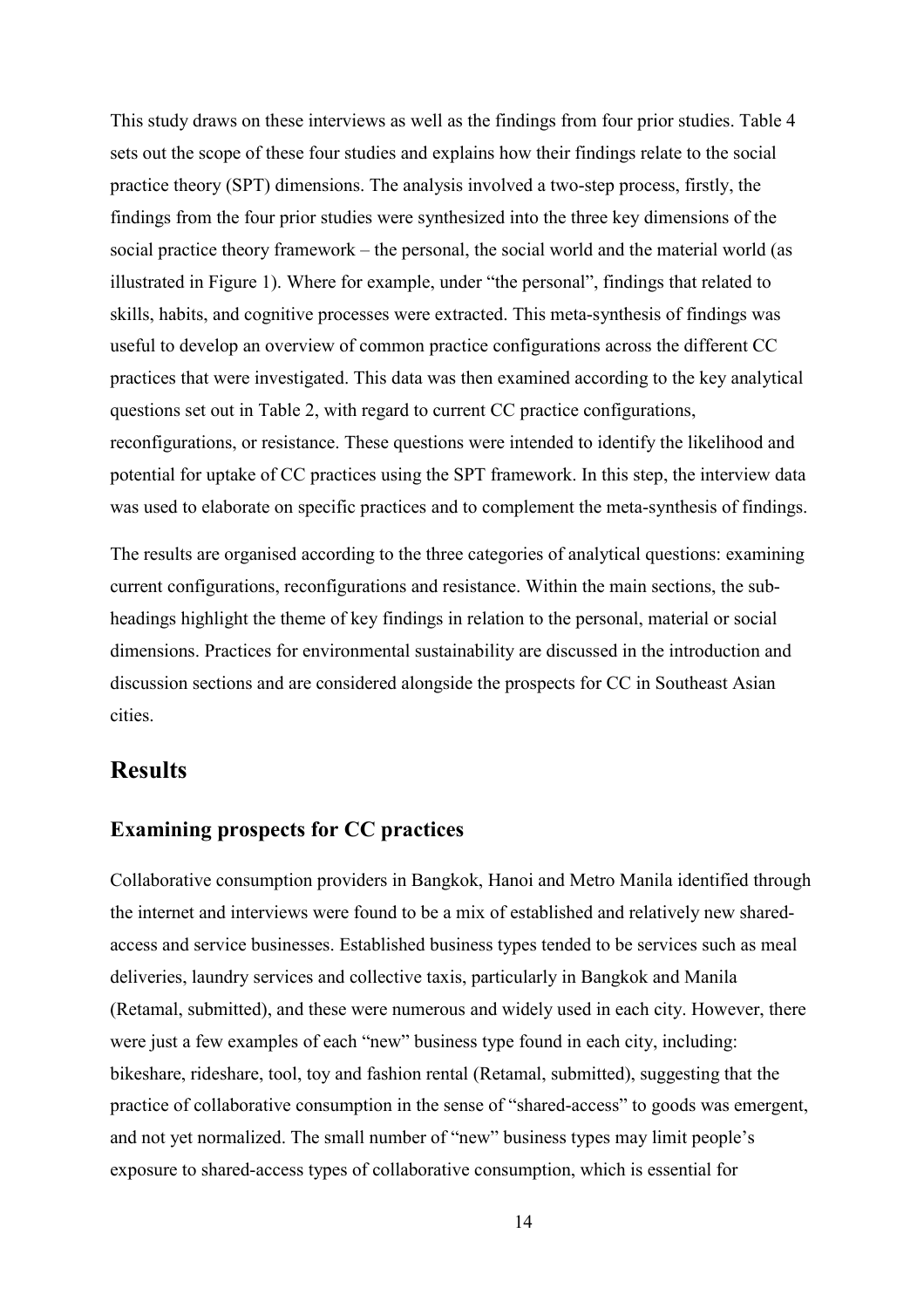This study draws on these interviews as well as the findings from four prior studies. Table 4 sets out the scope of these four studies and explains how their findings relate to the social practice theory (SPT) dimensions. The analysis involved a two-step process, firstly, the findings from the four prior studies were synthesized into the three key dimensions of the social practice theory framework – the personal, the social world and the material world (as illustrated in Figure 1). Where for example, under "the personal", findings that related to skills, habits, and cognitive processes were extracted. This meta-synthesis of findings was useful to develop an overview of common practice configurations across the different CC practices that were investigated. This data was then examined according to the key analytical questions set out in Table 2, with regard to current CC practice configurations, reconfigurations, or resistance. These questions were intended to identify the likelihood and potential for uptake of CC practices using the SPT framework. In this step, the interview data was used to elaborate on specific practices and to complement the meta-synthesis of findings.

The results are organised according to the three categories of analytical questions: examining current configurations, reconfigurations and resistance. Within the main sections, the sub-headings highlight the theme of key findings in relation to the personal, material or social dimensions. Practices for environmental sustainability are discussed in the introduction and discussion sections and are considered alongside the prospects for CC in Southeast Asian cities.

# Results

## Examining prospects for CC practices

Collaborative consumption providers in Bangkok, Hanoi and Metro Manila identified through the internet and interviews were found to be a mix of established and relatively new shared-access and service businesses. Established business types tended to be services such as meal deliveries, laundry services and collective taxis, particularly in Bangkok and Manila (Retamal, submitted), and these were numerous and widely used in each city. However, there were just a few examples of each "new" business type found in each city, including: bikeshare, rideshare, tool, toy and fashion rental (Retamal, submitted), suggesting that the practice of collaborative consumption in the sense of "shared-access" to goods was emergent, and not yet normalized. The small number of "new" business types may limit people's exposure to shared-access types of collaborative consumption, which is essential for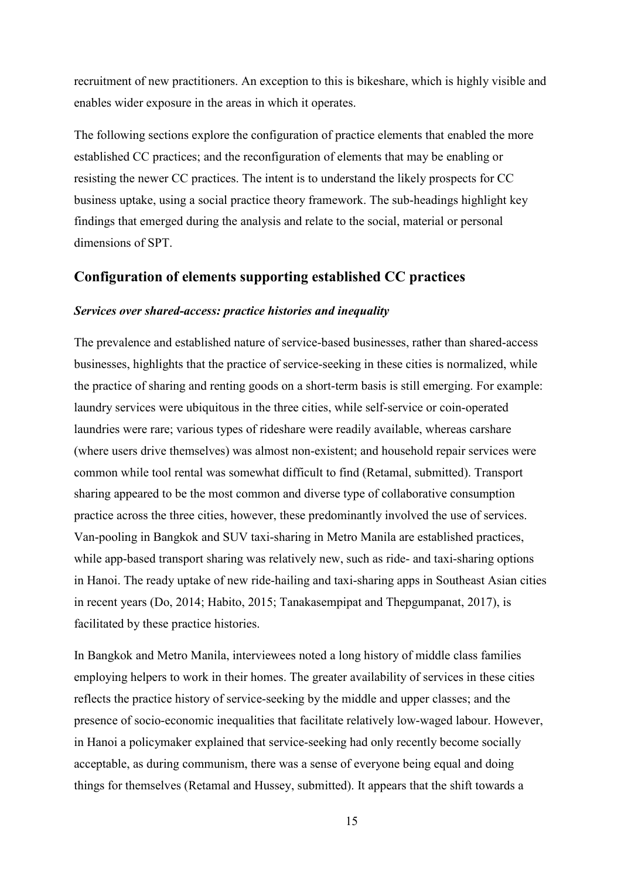recruitment of new practitioners. An exception to this is bikeshare, which is highly visible and enables wider exposure in the areas in which it operates.

The following sections explore the configuration of practice elements that enabled the more established CC practices; and the reconfiguration of elements that may be enabling or resisting the newer CC practices. The intent is to understand the likely prospects for CC business uptake, using a social practice theory framework. The sub-headings highlight key findings that emerged during the analysis and relate to the social, material or personal dimensions of SPT.

## Configuration of elements supporting established CC practices

### *Services over shared-access: practice histories and inequality*

The prevalence and established nature of service-based businesses, rather than shared-access businesses, highlights that the practice of service-seeking in these cities is normalized, while the practice of sharing and renting goods on a short-term basis is still emerging. For example: laundry services were ubiquitous in the three cities, while self-service or coin-operated laundries were rare; various types of rideshare were readily available, whereas carshare (where users drive themselves) was almost non-existent; and household repair services were common while tool rental was somewhat difficult to find (Retamal, submitted). Transport sharing appeared to be the most common and diverse type of collaborative consumption practice across the three cities, however, these predominantly involved the use of services. Van-pooling in Bangkok and SUV taxi-sharing in Metro Manila are established practices, while app-based transport sharing was relatively new, such as ride- and taxi-sharing options in Hanoi. The ready uptake of new ride-hailing and taxi-sharing apps in Southeast Asian cities in recent years (Do, 2014; Habito, 2015; Tanakasempipat and Thepgumpanat, 2017), is facilitated by these practice histories.

In Bangkok and Metro Manila, interviewees noted a long history of middle class families employing helpers to work in their homes. The greater availability of services in these cities reflects the practice history of service-seeking by the middle and upper classes; and the presence of socio-economic inequalities that facilitate relatively low-waged labour. However, in Hanoi a policymaker explained that service-seeking had only recently become socially acceptable, as during communism, there was a sense of everyone being equal and doing things for themselves (Retamal and Hussey, submitted). It appears that the shift towards a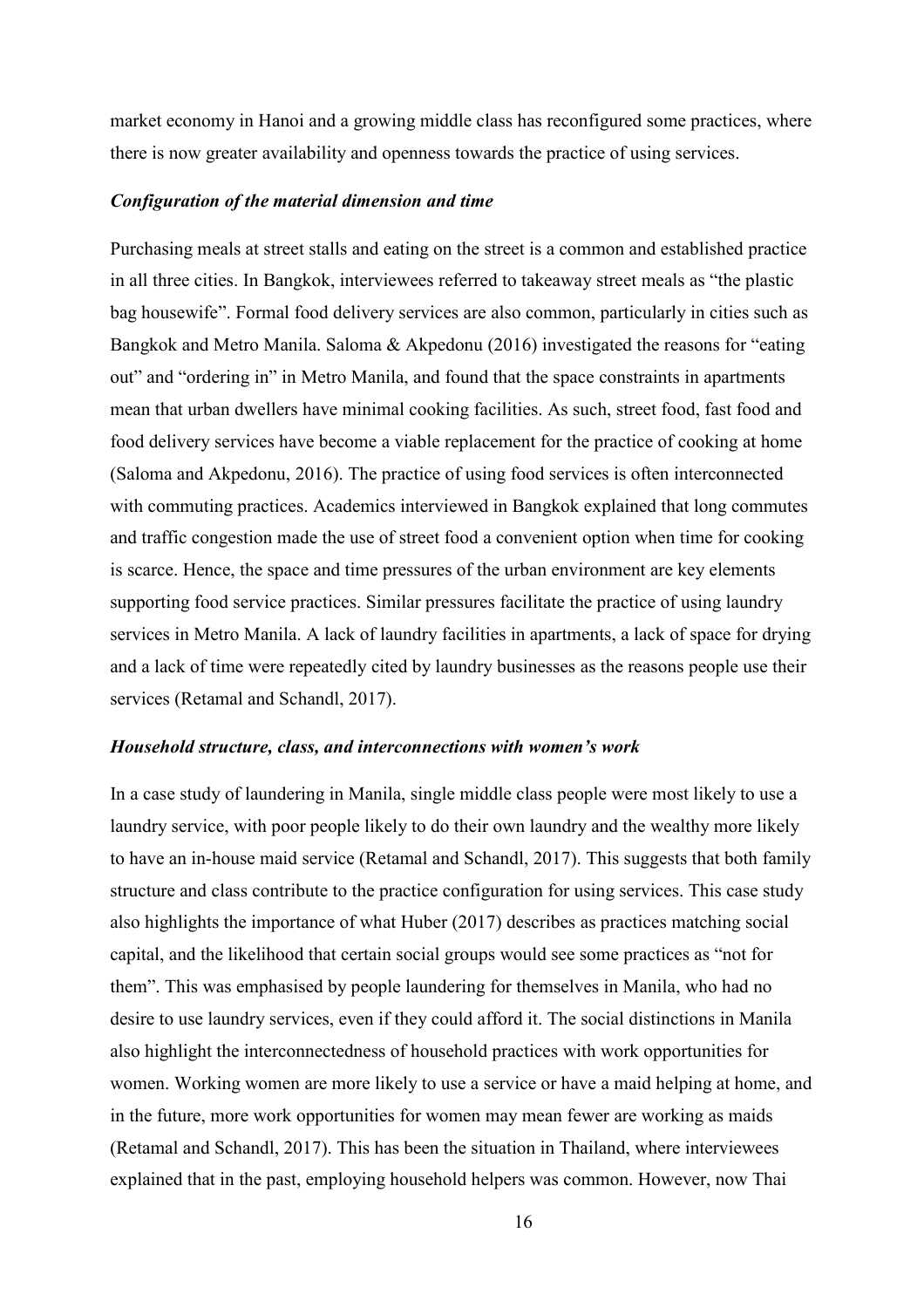market economy in Hanoi and a growing middle class has reconfigured some practices, where there is now greater availability and openness towards the practice of using services.

### *Configuration of the material dimension and time*

Purchasing meals at street stalls and eating on the street is a common and established practice in all three cities. In Bangkok, interviewees referred to takeaway street meals as "the plastic bag housewife". Formal food delivery services are also common, particularly in cities such as Bangkok and Metro Manila. Saloma & Akpedonu (2016) investigated the reasons for "eating out" and "ordering in" in Metro Manila, and found that the space constraints in apartments mean that urban dwellers have minimal cooking facilities. As such, street food, fast food and food delivery services have become a viable replacement for the practice of cooking at home (Saloma and Akpedonu, 2016). The practice of using food services is often interconnected with commuting practices. Academics interviewed in Bangkok explained that long commutes and traffic congestion made the use of street food a convenient option when time for cooking is scarce. Hence, the space and time pressures of the urban environment are key elements supporting food service practices. Similar pressures facilitate the practice of using laundry services in Metro Manila. A lack of laundry facilities in apartments, a lack of space for drying and a lack of time were repeatedly cited by laundry businesses as the reasons people use their services (Retamal and Schandl, 2017).

### *Household structure, class, and interconnections with women's work*

In a case study of laundering in Manila, single middle class people were most likely to use a laundry service, with poor people likely to do their own laundry and the wealthy more likely to have an in-house maid service (Retamal and Schandl, 2017). This suggests that both family structure and class contribute to the practice configuration for using services. This case study also highlights the importance of what Huber (2017) describes as practices matching social capital, and the likelihood that certain social groups would see some practices as "not for them". This was emphasised by people laundering for themselves in Manila, who had no desire to use laundry services, even if they could afford it. The social distinctions in Manila also highlight the interconnectedness of household practices with work opportunities for women. Working women are more likely to use a service or have a maid helping at home, and in the future, more work opportunities for women may mean fewer are working as maids (Retamal and Schandl, 2017). This has been the situation in Thailand, where interviewees explained that in the past, employing household helpers was common. However, now Thai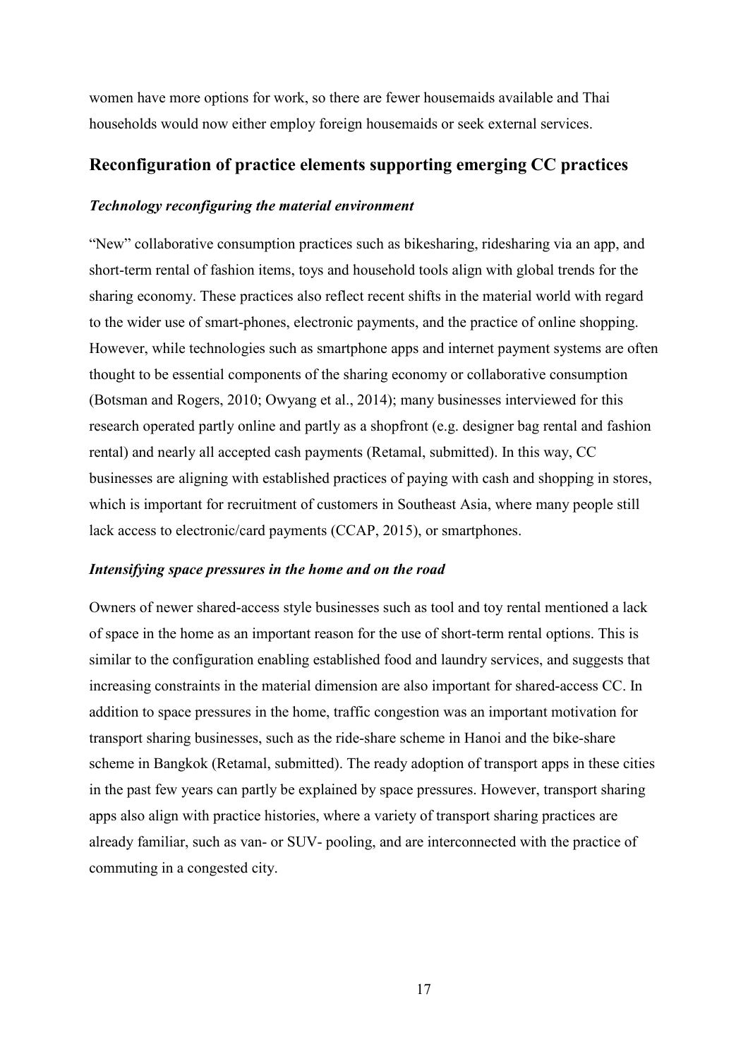women have more options for work, so there are fewer housemaids available and Thai households would now either employ foreign housemaids or seek external services.

## Reconfiguration of practice elements supporting emerging CC practices

### *Technology reconfiguring the material environment*

"New" collaborative consumption practices such as bikesharing, ridesharing via an app, and short-term rental of fashion items, toys and household tools align with global trends for the sharing economy. These practices also reflect recent shifts in the material world with regard to the wider use of smart-phones, electronic payments, and the practice of online shopping. However, while technologies such as smartphone apps and internet payment systems are often thought to be essential components of the sharing economy or collaborative consumption (Botsman and Rogers, 2010; Owyang et al., 2014); many businesses interviewed for this research operated partly online and partly as a shopfront (e.g. designer bag rental and fashion rental) and nearly all accepted cash payments (Retamal, submitted). In this way, CC businesses are aligning with established practices of paying with cash and shopping in stores, which is important for recruitment of customers in Southeast Asia, where many people still lack access to electronic/card payments (CCAP, 2015), or smartphones.

### *Intensifying space pressures in the home and on the road*

Owners of newer shared-access style businesses such as tool and toy rental mentioned a lack of space in the home as an important reason for the use of short-term rental options. This is similar to the configuration enabling established food and laundry services, and suggests that increasing constraints in the material dimension are also important for shared-access CC. In addition to space pressures in the home, traffic congestion was an important motivation for transport sharing businesses, such as the ride-share scheme in Hanoi and the bike-share scheme in Bangkok (Retamal, submitted). The ready adoption of transport apps in these cities in the past few years can partly be explained by space pressures. However, transport sharing apps also align with practice histories, where a variety of transport sharing practices are already familiar, such as van- or SUV- pooling, and are interconnected with the practice of commuting in a congested city.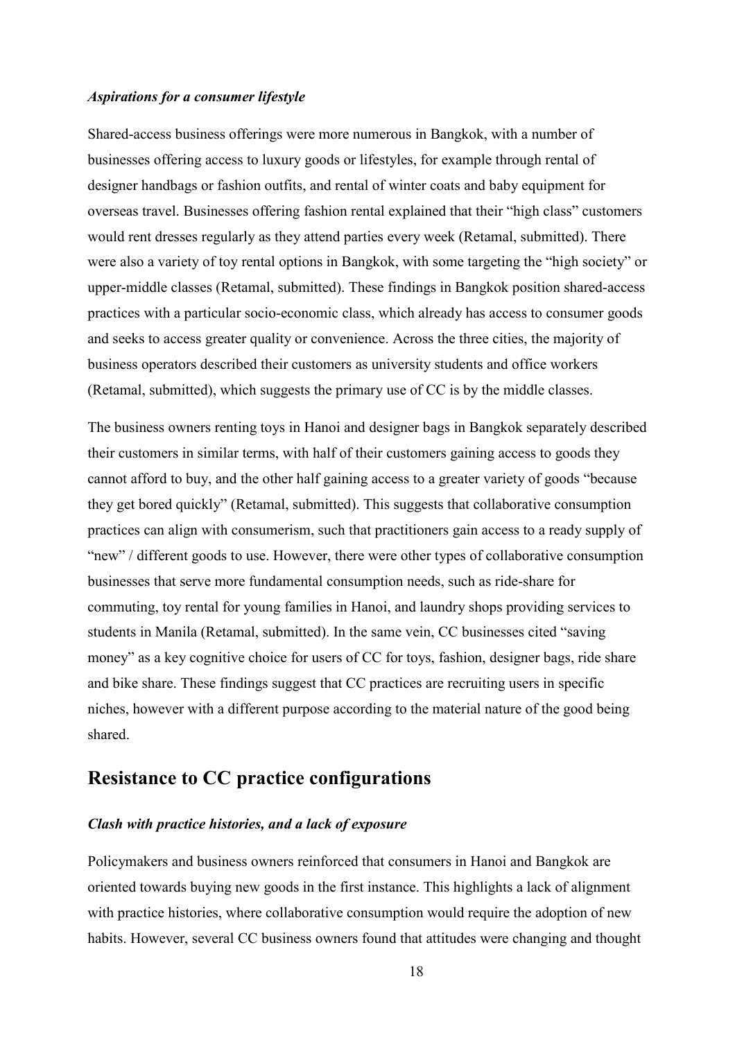### *Aspirations for a consumer lifestyle*

Shared-access business offerings were more numerous in Bangkok, with a number of businesses offering access to luxury goods or lifestyles, for example through rental of designer handbags or fashion outfits, and rental of winter coats and baby equipment for overseas travel. Businesses offering fashion rental explained that their "high class" customers would rent dresses regularly as they attend parties every week (Retamal, submitted). There were also a variety of toy rental options in Bangkok, with some targeting the "high society" or upper-middle classes (Retamal, submitted). These findings in Bangkok position shared-access practices with a particular socio-economic class, which already has access to consumer goods and seeks to access greater quality or convenience. Across the three cities, the majority of business operators described their customers as university students and office workers (Retamal, submitted), which suggests the primary use of CC is by the middle classes.

The business owners renting toys in Hanoi and designer bags in Bangkok separately described their customers in similar terms, with half of their customers gaining access to goods they cannot afford to buy, and the other half gaining access to a greater variety of goods "because they get bored quickly" (Retamal, submitted). This suggests that collaborative consumption practices can align with consumerism, such that practitioners gain access to a ready supply of "new" / different goods to use. However, there were other types of collaborative consumption businesses that serve more fundamental consumption needs, such as ride-share for commuting, toy rental for young families in Hanoi, and laundry shops providing services to students in Manila (Retamal, submitted). In the same vein, CC businesses cited "saving money" as a key cognitive choice for users of CC for toys, fashion, designer bags, ride share and bike share. These findings suggest that CC practices are recruiting users in specific niches, however with a different purpose according to the material nature of the good being shared.

## Resistance to CC practice configurations

### *Clash with practice histories, and a lack of exposure*

Policymakers and business owners reinforced that consumers in Hanoi and Bangkok are oriented towards buying new goods in the first instance. This highlights a lack of alignment with practice histories, where collaborative consumption would require the adoption of new habits. However, several CC business owners found that attitudes were changing and thought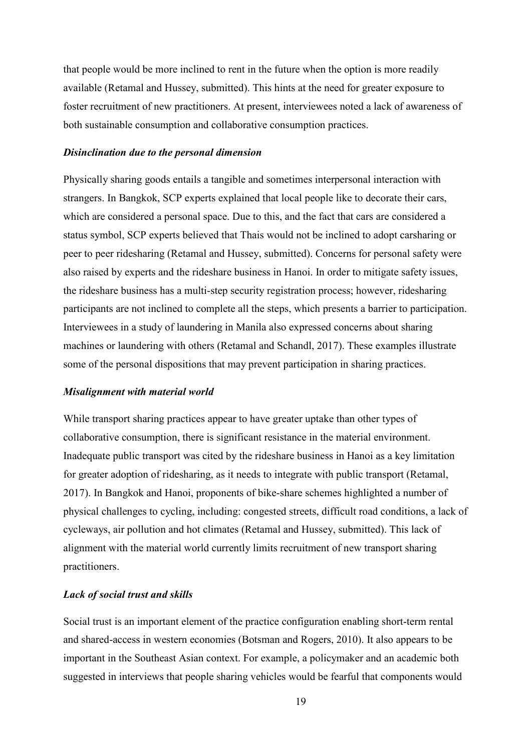that people would be more inclined to rent in the future when the option is more readily available (Retamal and Hussey, submitted). This hints at the need for greater exposure to foster recruitment of new practitioners. At present, interviewees noted a lack of awareness of both sustainable consumption and collaborative consumption practices.

### *Disinclination due to the personal dimension*

Physically sharing goods entails a tangible and sometimes interpersonal interaction with strangers. In Bangkok, SCP experts explained that local people like to decorate their cars, which are considered a personal space. Due to this, and the fact that cars are considered a status symbol, SCP experts believed that Thais would not be inclined to adopt carsharing or peer to peer ridesharing (Retamal and Hussey, submitted). Concerns for personal safety were also raised by experts and the rideshare business in Hanoi. In order to mitigate safety issues, the rideshare business has a multi-step security registration process; however, ridesharing participants are not inclined to complete all the steps, which presents a barrier to participation. Interviewees in a study of laundering in Manila also expressed concerns about sharing machines or laundering with others (Retamal and Schandl, 2017). These examples illustrate some of the personal dispositions that may prevent participation in sharing practices.

### *Misalignment with material world*

While transport sharing practices appear to have greater uptake than other types of collaborative consumption, there is significant resistance in the material environment. Inadequate public transport was cited by the rideshare business in Hanoi as a key limitation for greater adoption of ridesharing, as it needs to integrate with public transport (Retamal, 2017). In Bangkok and Hanoi, proponents of bike-share schemes highlighted a number of physical challenges to cycling, including: congested streets, difficult road conditions, a lack of cycleways, air pollution and hot climates (Retamal and Hussey, submitted). This lack of alignment with the material world currently limits recruitment of new transport sharing practitioners.

### *Lack of social trust and skills*

Social trust is an important element of the practice configuration enabling short-term rental and shared-access in western economies (Botsman and Rogers, 2010). It also appears to be important in the Southeast Asian context. For example, a policymaker and an academic both suggested in interviews that people sharing vehicles would be fearful that components would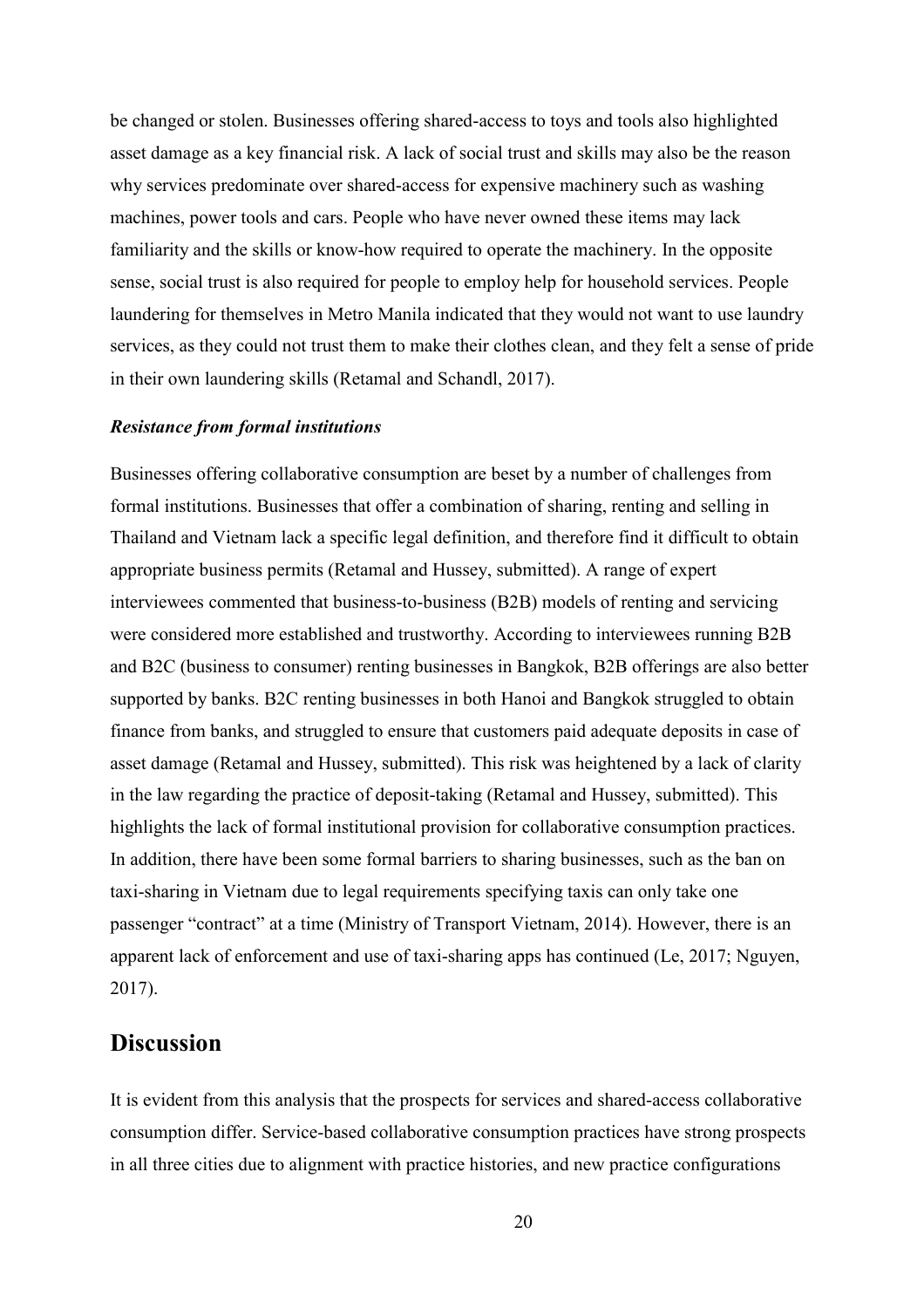be changed or stolen. Businesses offering shared-access to toys and tools also highlighted asset damage as a key financial risk. A lack of social trust and skills may also be the reason why services predominate over shared-access for expensive machinery such as washing machines, power tools and cars. People who have never owned these items may lack familiarity and the skills or know-how required to operate the machinery. In the opposite sense, social trust is also required for people to employ help for household services. People laundering for themselves in Metro Manila indicated that they would not want to use laundry services, as they could not trust them to make their clothes clean, and they felt a sense of pride in their own laundering skills (Retamal and Schandl, 2017).

### *Resistance from formal institutions*

Businesses offering collaborative consumption are beset by a number of challenges from formal institutions. Businesses that offer a combination of sharing, renting and selling in Thailand and Vietnam lack a specific legal definition, and therefore find it difficult to obtain appropriate business permits (Retamal and Hussey, submitted). A range of expert interviewees commented that business-to-business (B2B) models of renting and servicing were considered more established and trustworthy. According to interviewees running B2B and B2C (business to consumer) renting businesses in Bangkok, B2B offerings are also better supported by banks. B2C renting businesses in both Hanoi and Bangkok struggled to obtain finance from banks, and struggled to ensure that customers paid adequate deposits in case of asset damage (Retamal and Hussey, submitted). This risk was heightened by a lack of clarity in the law regarding the practice of deposit-taking (Retamal and Hussey, submitted). This highlights the lack of formal institutional provision for collaborative consumption practices. In addition, there have been some formal barriers to sharing businesses, such as the ban on taxi-sharing in Vietnam due to legal requirements specifying taxis can only take one passenger "contract" at a time (Ministry of Transport Vietnam, 2014). However, there is an apparent lack of enforcement and use of taxi-sharing apps has continued (Le, 2017; Nguyen, 2017).

## Discussion

It is evident from this analysis that the prospects for services and shared-access collaborative consumption differ. Service-based collaborative consumption practices have strong prospects in all three cities due to alignment with practice histories, and new practice configurations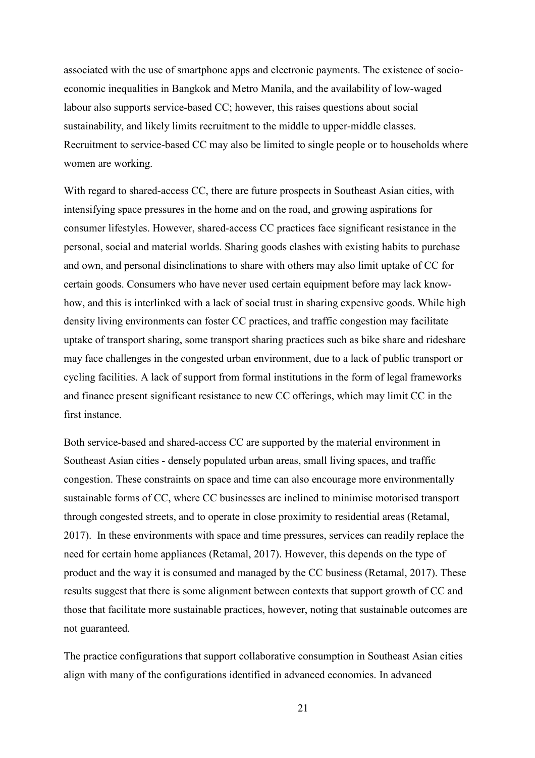associated with the use of smartphone apps and electronic payments. The existence of socio-economic inequalities in Bangkok and Metro Manila, and the availability of low-waged labour also supports service-based CC; however, this raises questions about social sustainability, and likely limits recruitment to the middle to upper-middle classes. Recruitment to service-based CC may also be limited to single people or to households where women are working.

With regard to shared-access CC, there are future prospects in Southeast Asian cities, with intensifying space pressures in the home and on the road, and growing aspirations for consumer lifestyles. However, shared-access CC practices face significant resistance in the personal, social and material worlds. Sharing goods clashes with existing habits to purchase and own, and personal disinclinations to share with others may also limit uptake of CC for certain goods. Consumers who have never used certain equipment before may lack know-how, and this is interlinked with a lack of social trust in sharing expensive goods. While high density living environments can foster CC practices, and traffic congestion may facilitate uptake of transport sharing, some transport sharing practices such as bike share and rideshare may face challenges in the congested urban environment, due to a lack of public transport or cycling facilities. A lack of support from formal institutions in the form of legal frameworks and finance present significant resistance to new CC offerings, which may limit CC in the first instance.

Both service-based and shared-access CC are supported by the material environment in Southeast Asian cities - densely populated urban areas, small living spaces, and traffic congestion. These constraints on space and time can also encourage more environmentally sustainable forms of CC, where CC businesses are inclined to minimise motorised transport through congested streets, and to operate in close proximity to residential areas (Retamal, 2017). In these environments with space and time pressures, services can readily replace the need for certain home appliances (Retamal, 2017). However, this depends on the type of product and the way it is consumed and managed by the CC business (Retamal, 2017). These results suggest that there is some alignment between contexts that support growth of CC and those that facilitate more sustainable practices, however, noting that sustainable outcomes are not guaranteed.

The practice configurations that support collaborative consumption in Southeast Asian cities align with many of the configurations identified in advanced economies. In advanced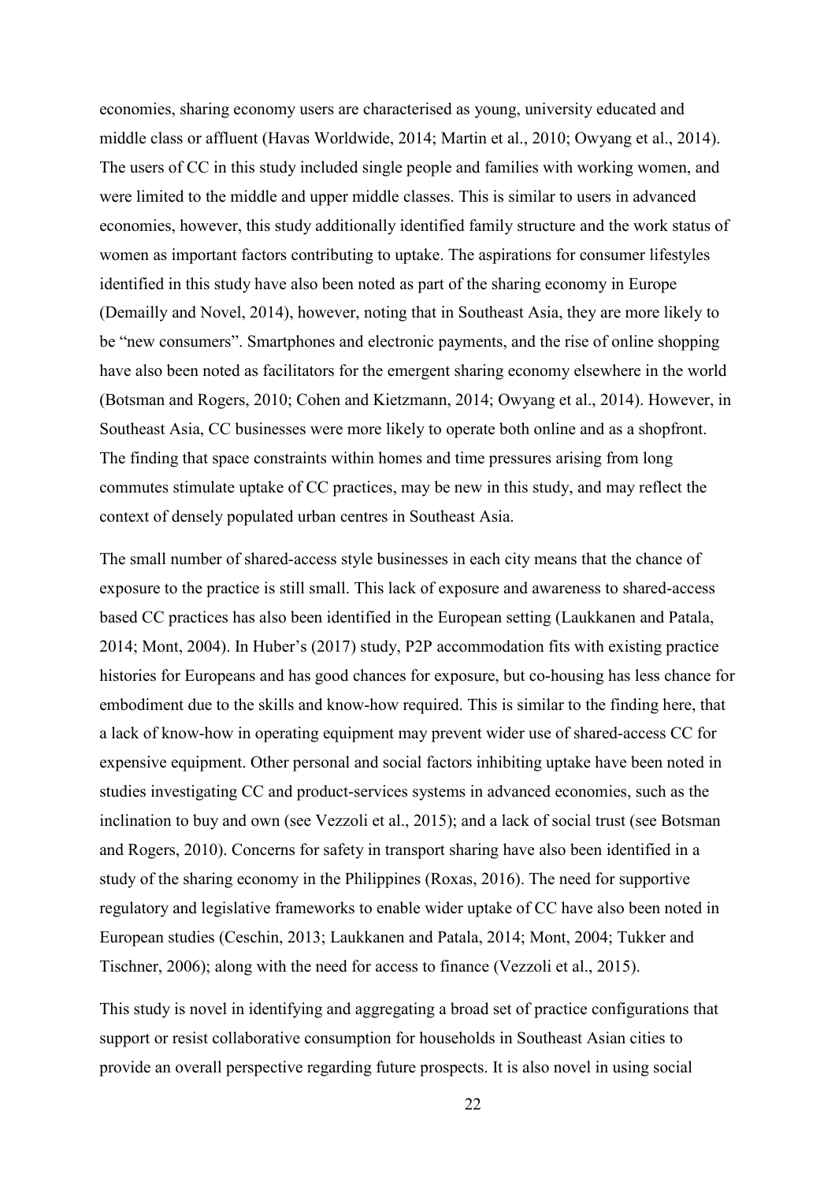economies, sharing economy users are characterised as young, university educated and middle class or affluent (Havas Worldwide, 2014; Martin et al., 2010; Owyang et al., 2014). The users of CC in this study included single people and families with working women, and were limited to the middle and upper middle classes. This is similar to users in advanced economies, however, this study additionally identified family structure and the work status of women as important factors contributing to uptake. The aspirations for consumer lifestyles identified in this study have also been noted as part of the sharing economy in Europe (Demailly and Novel, 2014), however, noting that in Southeast Asia, they are more likely to be "new consumers". Smartphones and electronic payments, and the rise of online shopping have also been noted as facilitators for the emergent sharing economy elsewhere in the world (Botsman and Rogers, 2010; Cohen and Kietzmann, 2014; Owyang et al., 2014). However, in Southeast Asia, CC businesses were more likely to operate both online and as a shopfront. The finding that space constraints within homes and time pressures arising from long commutes stimulate uptake of CC practices, may be new in this study, and may reflect the context of densely populated urban centres in Southeast Asia.

The small number of shared-access style businesses in each city means that the chance of exposure to the practice is still small. This lack of exposure and awareness to shared-access based CC practices has also been identified in the European setting (Laukkanen and Patala, 2014; Mont, 2004). In Huber's (2017) study, P2P accommodation fits with existing practice histories for Europeans and has good chances for exposure, but co-housing has less chance for embodiment due to the skills and know-how required. This is similar to the finding here, that a lack of know-how in operating equipment may prevent wider use of shared-access CC for expensive equipment. Other personal and social factors inhibiting uptake have been noted in studies investigating CC and product-services systems in advanced economies, such as the inclination to buy and own (see Vezzoli et al., 2015); and a lack of social trust (see Botsman and Rogers, 2010). Concerns for safety in transport sharing have also been identified in a study of the sharing economy in the Philippines (Roxas, 2016). The need for supportive regulatory and legislative frameworks to enable wider uptake of CC have also been noted in European studies (Ceschin, 2013; Laukkanen and Patala, 2014; Mont, 2004; Tukker and Tischner, 2006); along with the need for access to finance (Vezzoli et al., 2015).

This study is novel in identifying and aggregating a broad set of practice configurations that support or resist collaborative consumption for households in Southeast Asian cities to provide an overall perspective regarding future prospects. It is also novel in using social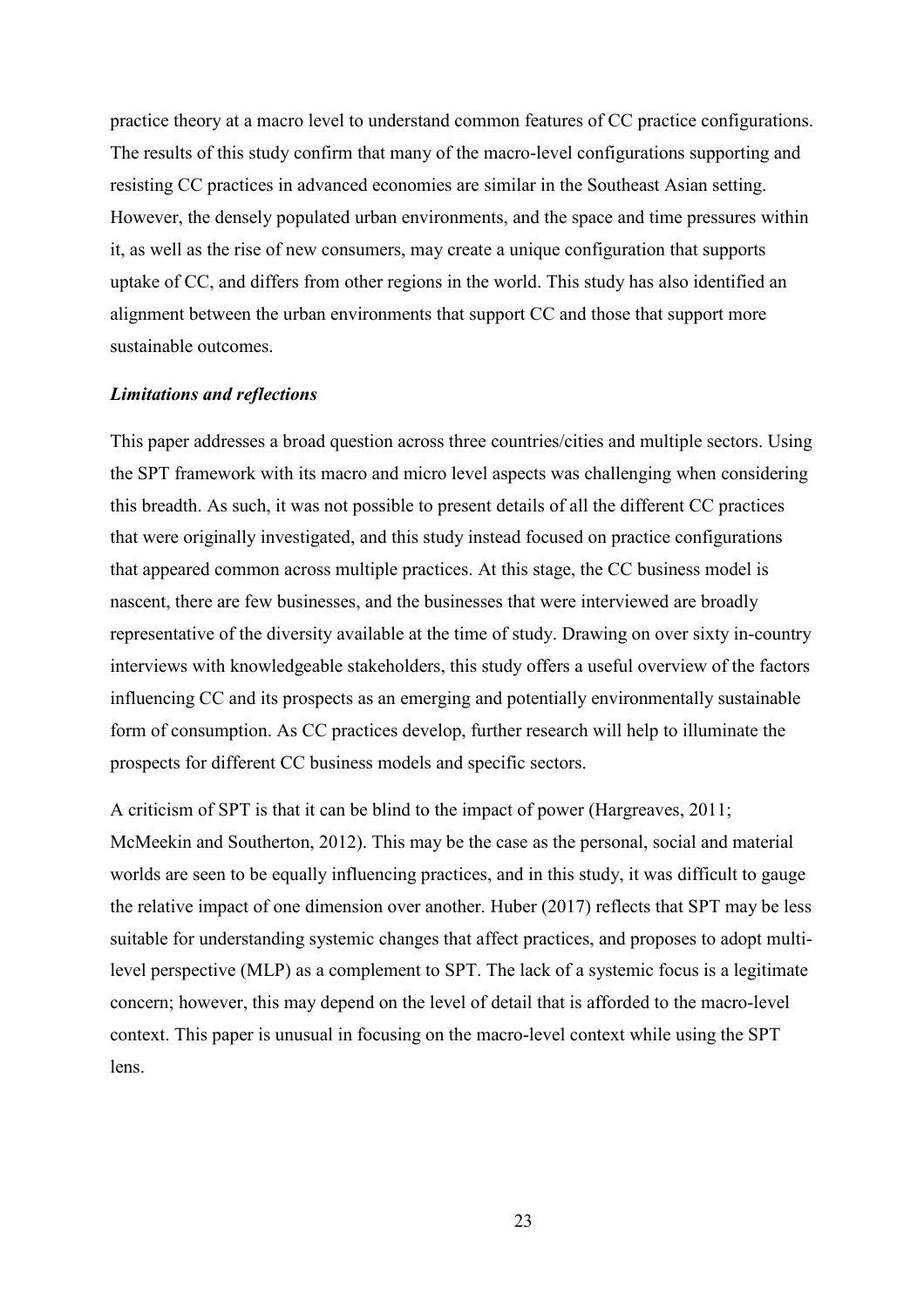practice theory at a macro level to understand common features of CC practice configurations. The results of this study confirm that many of the macro-level configurations supporting and resisting CC practices in advanced economies are similar in the Southeast Asian setting. However, the densely populated urban environments, and the space and time pressures within it, as well as the rise of new consumers, may create a unique configuration that supports uptake of CC, and differs from other regions in the world. This study has also identified an alignment between the urban environments that support CC and those that support more sustainable outcomes.

### *Limitations and reflections*

This paper addresses a broad question across three countries/cities and multiple sectors. Using the SPT framework with its macro and micro level aspects was challenging when considering this breadth. As such, it was not possible to present details of all the different CC practices that were originally investigated, and this study instead focused on practice configurations that appeared common across multiple practices. At this stage, the CC business model is nascent, there are few businesses, and the businesses that were interviewed are broadly representative of the diversity available at the time of study. Drawing on over sixty in-country interviews with knowledgeable stakeholders, this study offers a useful overview of the factors influencing CC and its prospects as an emerging and potentially environmentally sustainable form of consumption. As CC practices develop, further research will help to illuminate the prospects for different CC business models and specific sectors.

A criticism of SPT is that it can be blind to the impact of power (Hargreaves, 2011; McMeekin and Southerton, 2012). This may be the case as the personal, social and material worlds are seen to be equally influencing practices, and in this study, it was difficult to gauge the relative impact of one dimension over another. Huber (2017) reflects that SPT may be less suitable for understanding systemic changes that affect practices, and proposes to adopt multi-level perspective (MLP) as a complement to SPT. The lack of a systemic focus is a legitimate concern; however, this may depend on the level of detail that is afforded to the macro-level context. This paper is unusual in focusing on the macro-level context while using the SPT lens.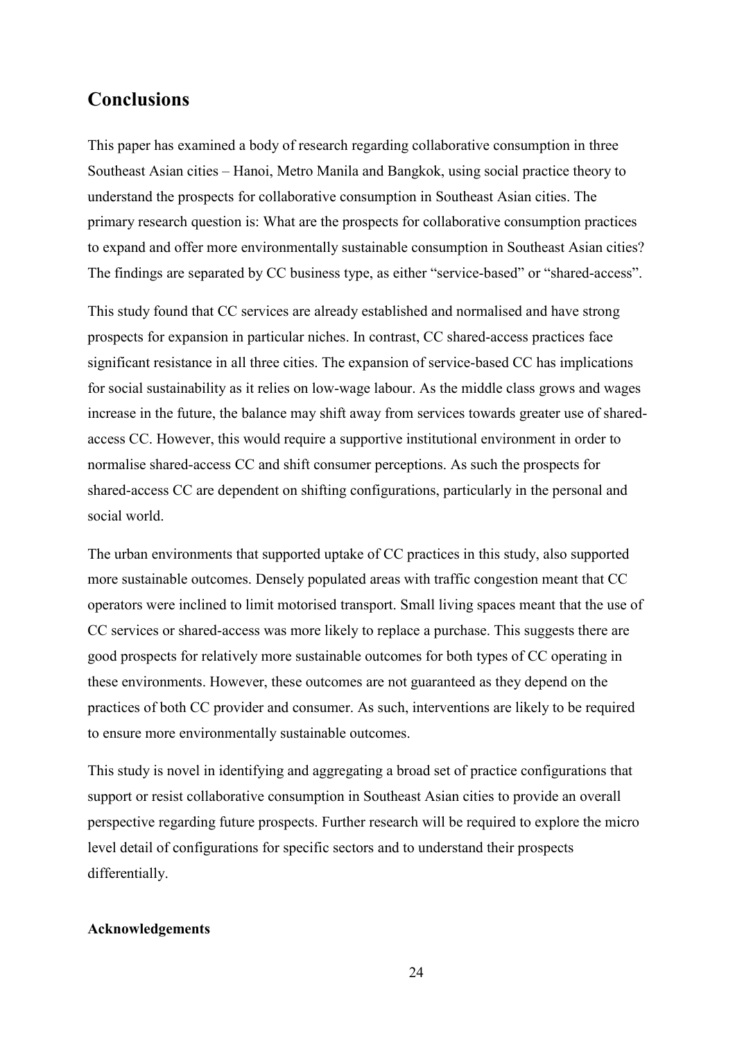## Conclusions

This paper has examined a body of research regarding collaborative consumption in three Southeast Asian cities – Hanoi, Metro Manila and Bangkok, using social practice theory to understand the prospects for collaborative consumption in Southeast Asian cities. The primary research question is: What are the prospects for collaborative consumption practices to expand and offer more environmentally sustainable consumption in Southeast Asian cities? The findings are separated by CC business type, as either "service-based" or "shared-access".

This study found that CC services are already established and normalised and have strong prospects for expansion in particular niches. In contrast, CC shared-access practices face significant resistance in all three cities. The expansion of service-based CC has implications for social sustainability as it relies on low-wage labour. As the middle class grows and wages increase in the future, the balance may shift away from services towards greater use of shared-access CC. However, this would require a supportive institutional environment in order to normalise shared-access CC and shift consumer perceptions. As such the prospects for shared-access CC are dependent on shifting configurations, particularly in the personal and social world.

The urban environments that supported uptake of CC practices in this study, also supported more sustainable outcomes. Densely populated areas with traffic congestion meant that CC operators were inclined to limit motorised transport. Small living spaces meant that the use of CC services or shared-access was more likely to replace a purchase. This suggests there are good prospects for relatively more sustainable outcomes for both types of CC operating in these environments. However, these outcomes are not guaranteed as they depend on the practices of both CC provider and consumer. As such, interventions are likely to be required to ensure more environmentally sustainable outcomes.

This study is novel in identifying and aggregating a broad set of practice configurations that support or resist collaborative consumption in Southeast Asian cities to provide an overall perspective regarding future prospects. Further research will be required to explore the micro level detail of configurations for specific sectors and to understand their prospects differentially.

**Acknowledgements**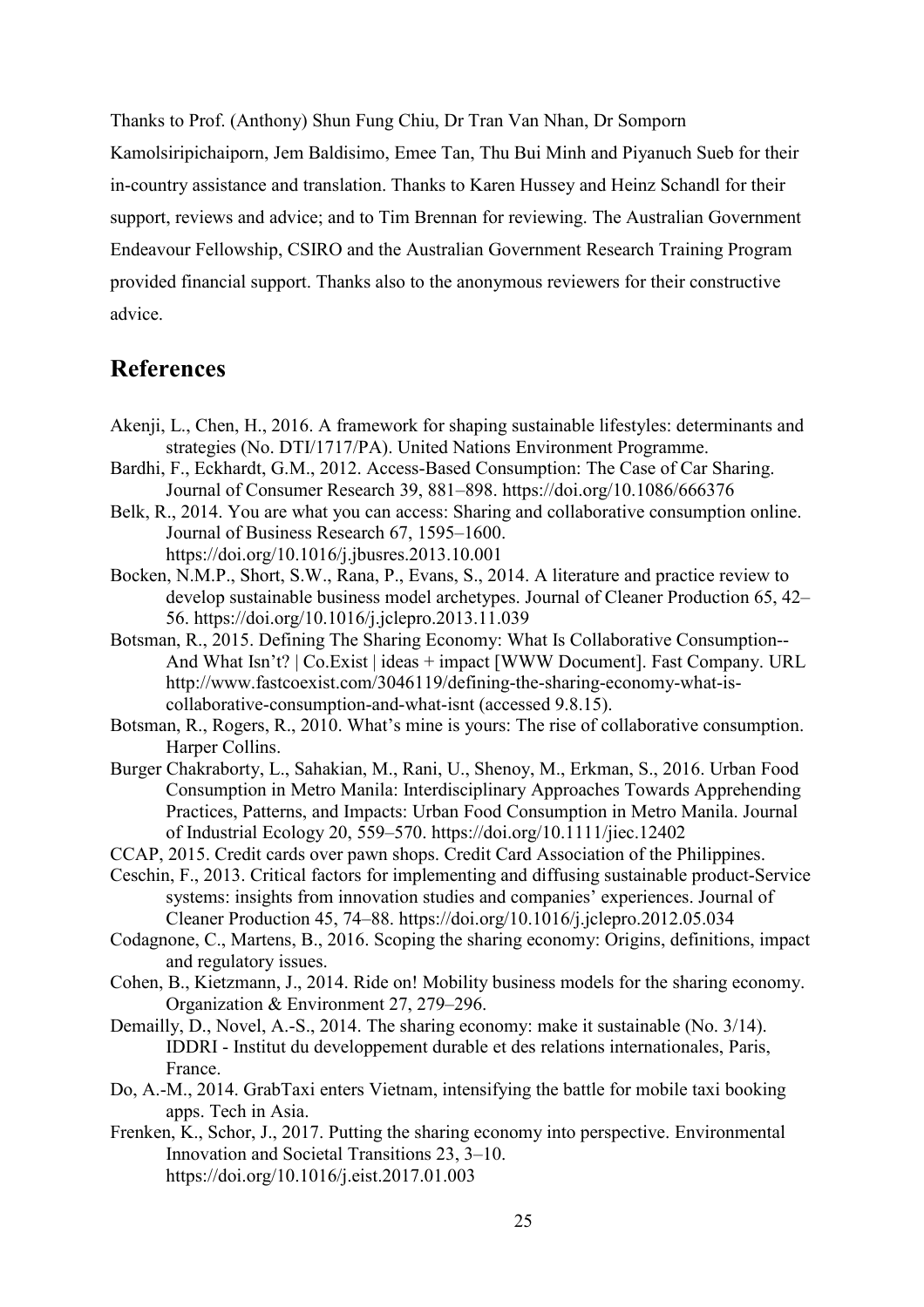Thanks to Prof. (Anthony) Shun Fung Chiu, Dr Tran Van Nhan, Dr Somporn Kamolsiripichaiporn, Jem Baldisimo, Emee Tan, Thu Bui Minh and Piyanuch Sueb for their in-country assistance and translation. Thanks to Karen Hussey and Heinz Schandl for their support, reviews and advice; and to Tim Brennan for reviewing. The Australian Government Endeavour Fellowship, CSIRO and the Australian Government Research Training Program provided financial support. Thanks also to the anonymous reviewers for their constructive advice.

## References

Akenji, L., Chen, H., 2016. A framework for shaping sustainable lifestyles: determinants and strategies (No. DTI/1717/PA). United Nations Environment Programme.

Bardhi, F., Eckhardt, G.M., 2012. Access-Based Consumption: The Case of Car Sharing. Journal of Consumer Research 39, 881–898. https://doi.org/10.1086/666376

Belk, R., 2014. You are what you can access: Sharing and collaborative consumption online. Journal of Business Research 67, 1595–1600. https://doi.org/10.1016/j.jbusres.2013.10.001

Bocken, N.M.P., Short, S.W., Rana, P., Evans, S., 2014. A literature and practice review to develop sustainable business model archetypes. Journal of Cleaner Production 65, 42–56. https://doi.org/10.1016/j.jclepro.2013.11.039

Botsman, R., 2015. Defining The Sharing Economy: What Is Collaborative Consumption--And What Isn't? | Co.Exist | ideas + impact [WWW Document]. Fast Company. URL http://www.fastcoexist.com/3046119/defining-the-sharing-economy-what-is-collaborative-consumption-and-what-isnt (accessed 9.8.15).

Botsman, R., Rogers, R., 2010. What's mine is yours: The rise of collaborative consumption. Harper Collins.

Burger Chakraborty, L., Sahakian, M., Rani, U., Shenoy, M., Erkman, S., 2016. Urban Food Consumption in Metro Manila: Interdisciplinary Approaches Towards Apprehending Practices, Patterns, and Impacts: Urban Food Consumption in Metro Manila. Journal of Industrial Ecology 20, 559–570. https://doi.org/10.1111/jiec.12402

CCAP, 2015. Credit cards over pawn shops. Credit Card Association of the Philippines.

Ceschin, F., 2013. Critical factors for implementing and diffusing sustainable product-Service systems: insights from innovation studies and companies' experiences. Journal of Cleaner Production 45, 74–88. https://doi.org/10.1016/j.jclepro.2012.05.034

Codagnone, C., Martens, B., 2016. Scoping the sharing economy: Origins, definitions, impact and regulatory issues.

Cohen, B., Kietzmann, J., 2014. Ride on! Mobility business models for the sharing economy. Organization & Environment 27, 279–296.

Demailly, D., Novel, A.-S., 2014. The sharing economy: make it sustainable (No. 3/14). IDDRI - Institut du developpement durable et des relations internationales, Paris, France.

Do, A.-M., 2014. GrabTaxi enters Vietnam, intensifying the battle for mobile taxi booking apps. Tech in Asia.

Frenken, K., Schor, J., 2017. Putting the sharing economy into perspective. Environmental Innovation and Societal Transitions 23, 3–10. https://doi.org/10.1016/j.eist.2017.01.003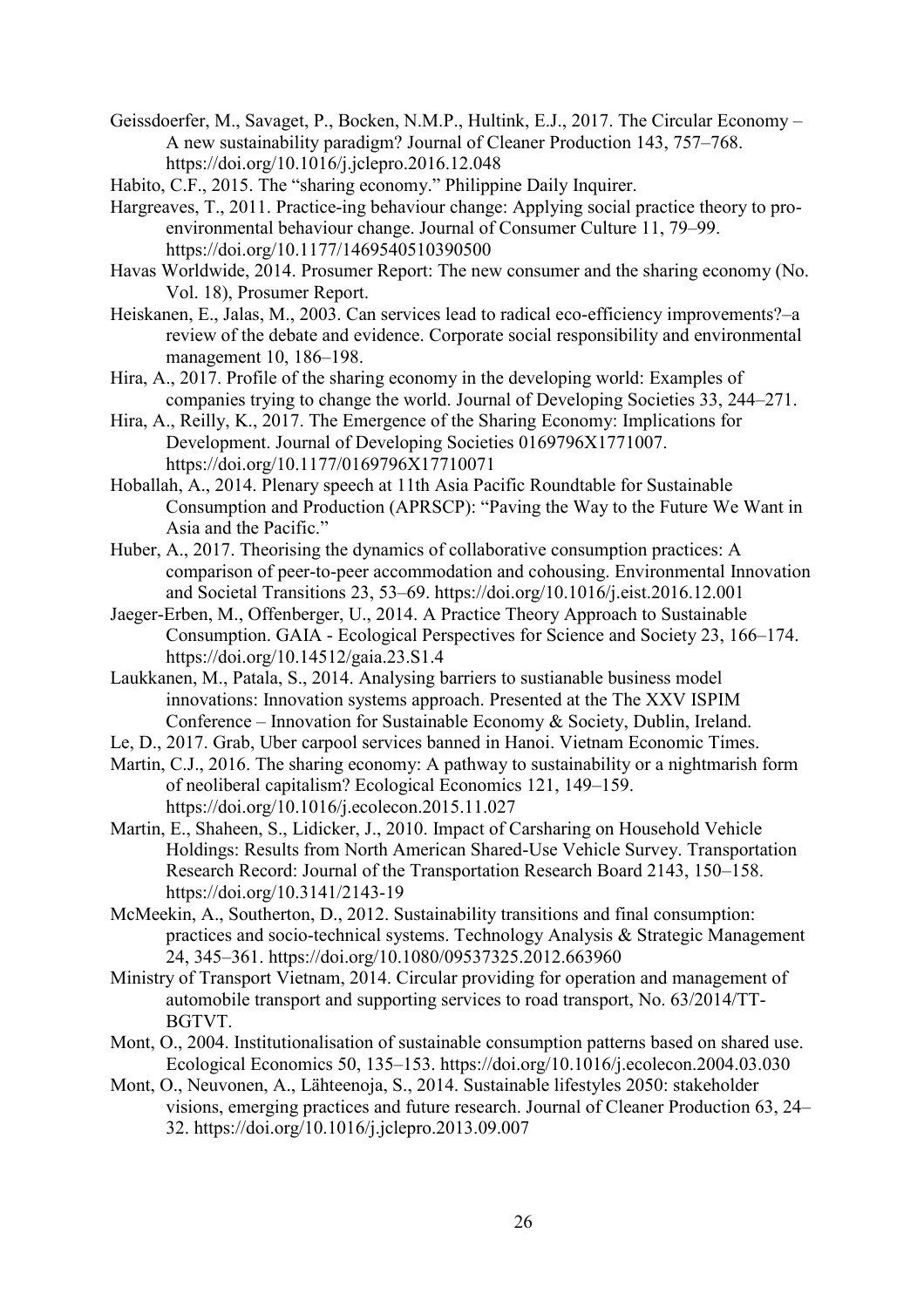Geissdoerfer, M., Savaget, P., Bocken, N.M.P., Hultink, E.J., 2017. The Circular Economy – A new sustainability paradigm? Journal of Cleaner Production 143, 757–768. https://doi.org/10.1016/j.jclepro.2016.12.048

Habito, C.F., 2015. The "sharing economy." Philippine Daily Inquirer.

Hargreaves, T., 2011. Practice-ing behaviour change: Applying social practice theory to pro-environmental behaviour change. Journal of Consumer Culture 11, 79–99. https://doi.org/10.1177/1469540510390500

Havas Worldwide, 2014. Prosumer Report: The new consumer and the sharing economy (No. Vol. 18), Prosumer Report.

Heiskanen, E., Jalas, M., 2003. Can services lead to radical eco-efficiency improvements?–a review of the debate and evidence. Corporate social responsibility and environmental management 10, 186–198.

Hira, A., 2017. Profile of the sharing economy in the developing world: Examples of companies trying to change the world. Journal of Developing Societies 33, 244–271.

Hira, A., Reilly, K., 2017. The Emergence of the Sharing Economy: Implications for Development. Journal of Developing Societies 0169796X1771007. https://doi.org/10.1177/0169796X17710071

Hoballah, A., 2014. Plenary speech at 11th Asia Pacific Roundtable for Sustainable Consumption and Production (APRSCP): "Paving the Way to the Future We Want in Asia and the Pacific."

Huber, A., 2017. Theorising the dynamics of collaborative consumption practices: A comparison of peer-to-peer accommodation and cohousing. Environmental Innovation and Societal Transitions 23, 53–69. https://doi.org/10.1016/j.eist.2016.12.001

Jaeger-Erben, M., Offenberger, U., 2014. A Practice Theory Approach to Sustainable Consumption. GAIA - Ecological Perspectives for Science and Society 23, 166–174. https://doi.org/10.14512/gaia.23.S1.4

Laukkanen, M., Patala, S., 2014. Analysing barriers to sustianable business model innovations: Innovation systems approach. Presented at the The XXV ISPIM Conference – Innovation for Sustainable Economy & Society, Dublin, Ireland.

Le, D., 2017. Grab, Uber carpool services banned in Hanoi. Vietnam Economic Times.

Martin, C.J., 2016. The sharing economy: A pathway to sustainability or a nightmarish form of neoliberal capitalism? Ecological Economics 121, 149–159. https://doi.org/10.1016/j.ecolecon.2015.11.027

Martin, E., Shaheen, S., Lidicker, J., 2010. Impact of Carsharing on Household Vehicle Holdings: Results from North American Shared-Use Vehicle Survey. Transportation Research Record: Journal of the Transportation Research Board 2143, 150–158. https://doi.org/10.3141/2143-19

McMeekin, A., Southerton, D., 2012. Sustainability transitions and final consumption: practices and socio-technical systems. Technology Analysis & Strategic Management 24, 345–361. https://doi.org/10.1080/09537325.2012.663960

Ministry of Transport Vietnam, 2014. Circular providing for operation and management of automobile transport and supporting services to road transport, No. 63/2014/TT-BGTVT.

Mont, O., 2004. Institutionalisation of sustainable consumption patterns based on shared use. Ecological Economics 50, 135–153. https://doi.org/10.1016/j.ecolecon.2004.03.030

Mont, O., Neuvonen, A., Lähteenoja, S., 2014. Sustainable lifestyles 2050: stakeholder visions, emerging practices and future research. Journal of Cleaner Production 63, 24–32. https://doi.org/10.1016/j.jclepro.2013.09.007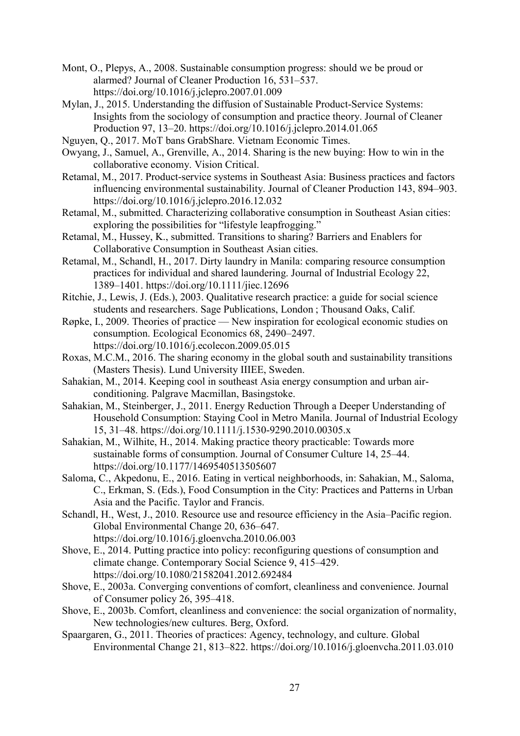Mont, O., Plepys, A., 2008. Sustainable consumption progress: should we be proud or alarmed? Journal of Cleaner Production 16, 531–537. https://doi.org/10.1016/j.jclepro.2007.01.009

Mylan, J., 2015. Understanding the diffusion of Sustainable Product-Service Systems: Insights from the sociology of consumption and practice theory. Journal of Cleaner Production 97, 13–20. https://doi.org/10.1016/j.jclepro.2014.01.065

Nguyen, Q., 2017. MoT bans GrabShare. Vietnam Economic Times.

Owyang, J., Samuel, A., Grenville, A., 2014. Sharing is the new buying: How to win in the collaborative economy. Vision Critical.

Retamal, M., 2017. Product-service systems in Southeast Asia: Business practices and factors influencing environmental sustainability. Journal of Cleaner Production 143, 894–903. https://doi.org/10.1016/j.jclepro.2016.12.032

Retamal, M., submitted. Characterizing collaborative consumption in Southeast Asian cities: exploring the possibilities for "lifestyle leapfrogging."

Retamal, M., Hussey, K., submitted. Transitions to sharing? Barriers and Enablers for Collaborative Consumption in Southeast Asian cities.

Retamal, M., Schandl, H., 2017. Dirty laundry in Manila: comparing resource consumption practices for individual and shared laundering. Journal of Industrial Ecology 22, 1389–1401. https://doi.org/10.1111/jiec.12696

Ritchie, J., Lewis, J. (Eds.), 2003. Qualitative research practice: a guide for social science students and researchers. Sage Publications, London ; Thousand Oaks, Calif.

Røpke, I., 2009. Theories of practice — New inspiration for ecological economic studies on consumption. Ecological Economics 68, 2490–2497. https://doi.org/10.1016/j.ecolecon.2009.05.015

Roxas, M.C.M., 2016. The sharing economy in the global south and sustainability transitions (Masters Thesis). Lund University IIIEE, Sweden.

Sahakian, M., 2014. Keeping cool in southeast Asia energy consumption and urban air-conditioning. Palgrave Macmillan, Basingstoke.

Sahakian, M., Steinberger, J., 2011. Energy Reduction Through a Deeper Understanding of Household Consumption: Staying Cool in Metro Manila. Journal of Industrial Ecology 15, 31–48. https://doi.org/10.1111/j.1530-9290.2010.00305.x

Sahakian, M., Wilhite, H., 2014. Making practice theory practicable: Towards more sustainable forms of consumption. Journal of Consumer Culture 14, 25–44. https://doi.org/10.1177/1469540513505607

Saloma, C., Akpedonu, E., 2016. Eating in vertical neighborhoods, in: Sahakian, M., Saloma, C., Erkman, S. (Eds.), Food Consumption in the City: Practices and Patterns in Urban Asia and the Pacific. Taylor and Francis.

Schandl, H., West, J., 2010. Resource use and resource efficiency in the Asia–Pacific region. Global Environmental Change 20, 636–647. https://doi.org/10.1016/j.gloenvcha.2010.06.003

Shove, E., 2014. Putting practice into policy: reconfiguring questions of consumption and climate change. Contemporary Social Science 9, 415–429. https://doi.org/10.1080/21582041.2012.692484

Shove, E., 2003a. Converging conventions of comfort, cleanliness and convenience. Journal of Consumer policy 26, 395–418.

Shove, E., 2003b. Comfort, cleanliness and convenience: the social organization of normality, New technologies/new cultures. Berg, Oxford.

Spaargaren, G., 2011. Theories of practices: Agency, technology, and culture. Global Environmental Change 21, 813–822. https://doi.org/10.1016/j.gloenvcha.2011.03.010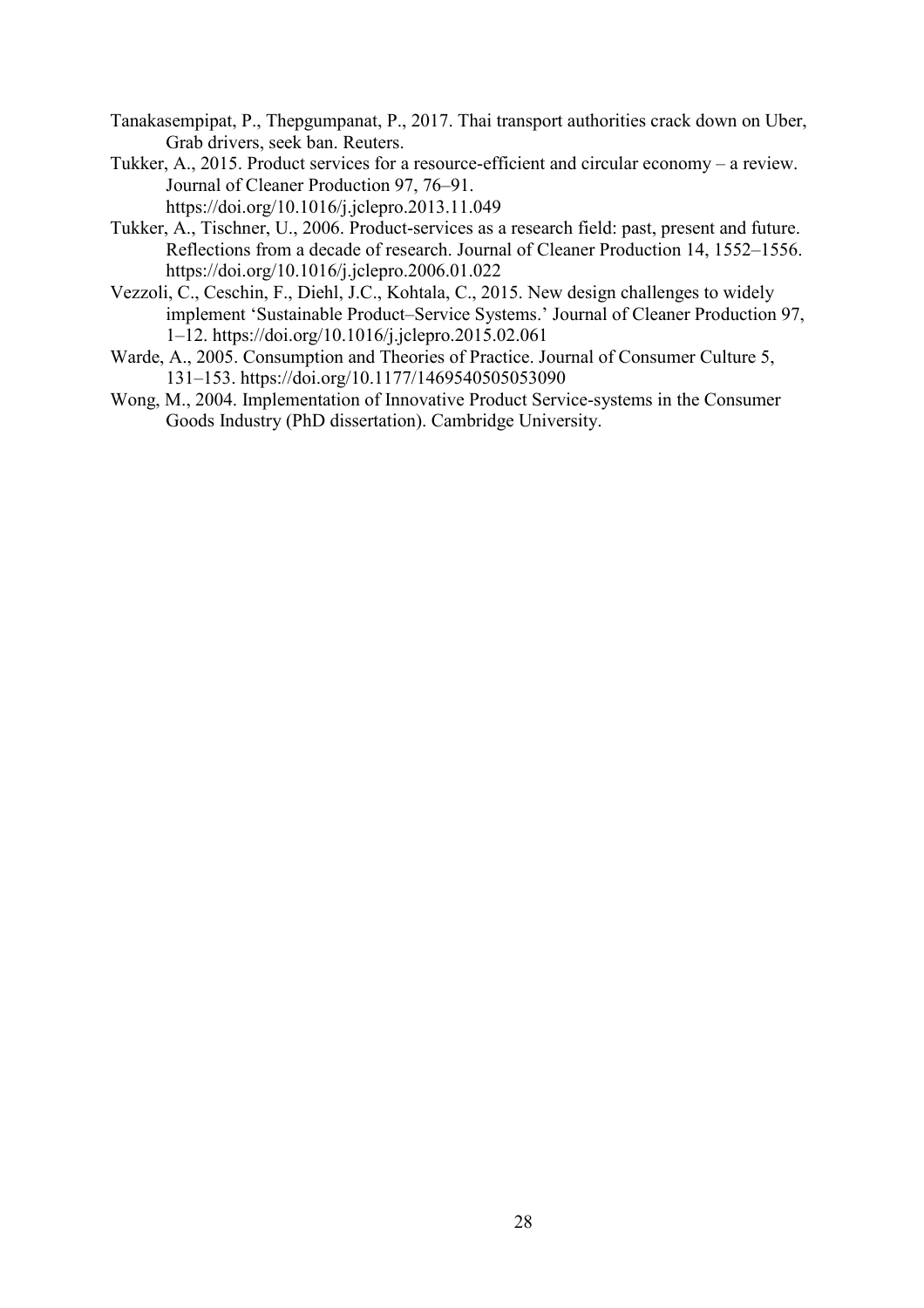Tanakasempipat, P., Thepgumpanat, P., 2017. Thai transport authorities crack down on Uber, Grab drivers, seek ban. Reuters.

Tukker, A., 2015. Product services for a resource-efficient and circular economy – a review. Journal of Cleaner Production 97, 76–91. https://doi.org/10.1016/j.jclepro.2013.11.049

Tukker, A., Tischner, U., 2006. Product-services as a research field: past, present and future. Reflections from a decade of research. Journal of Cleaner Production 14, 1552–1556. https://doi.org/10.1016/j.jclepro.2006.01.022

Vezzoli, C., Ceschin, F., Diehl, J.C., Kohtala, C., 2015. New design challenges to widely implement 'Sustainable Product–Service Systems.' Journal of Cleaner Production 97, 1–12. https://doi.org/10.1016/j.jclepro.2015.02.061

Warde, A., 2005. Consumption and Theories of Practice. Journal of Consumer Culture 5, 131–153. https://doi.org/10.1177/1469540505053090

Wong, M., 2004. Implementation of Innovative Product Service-systems in the Consumer Goods Industry (PhD dissertation). Cambridge University.